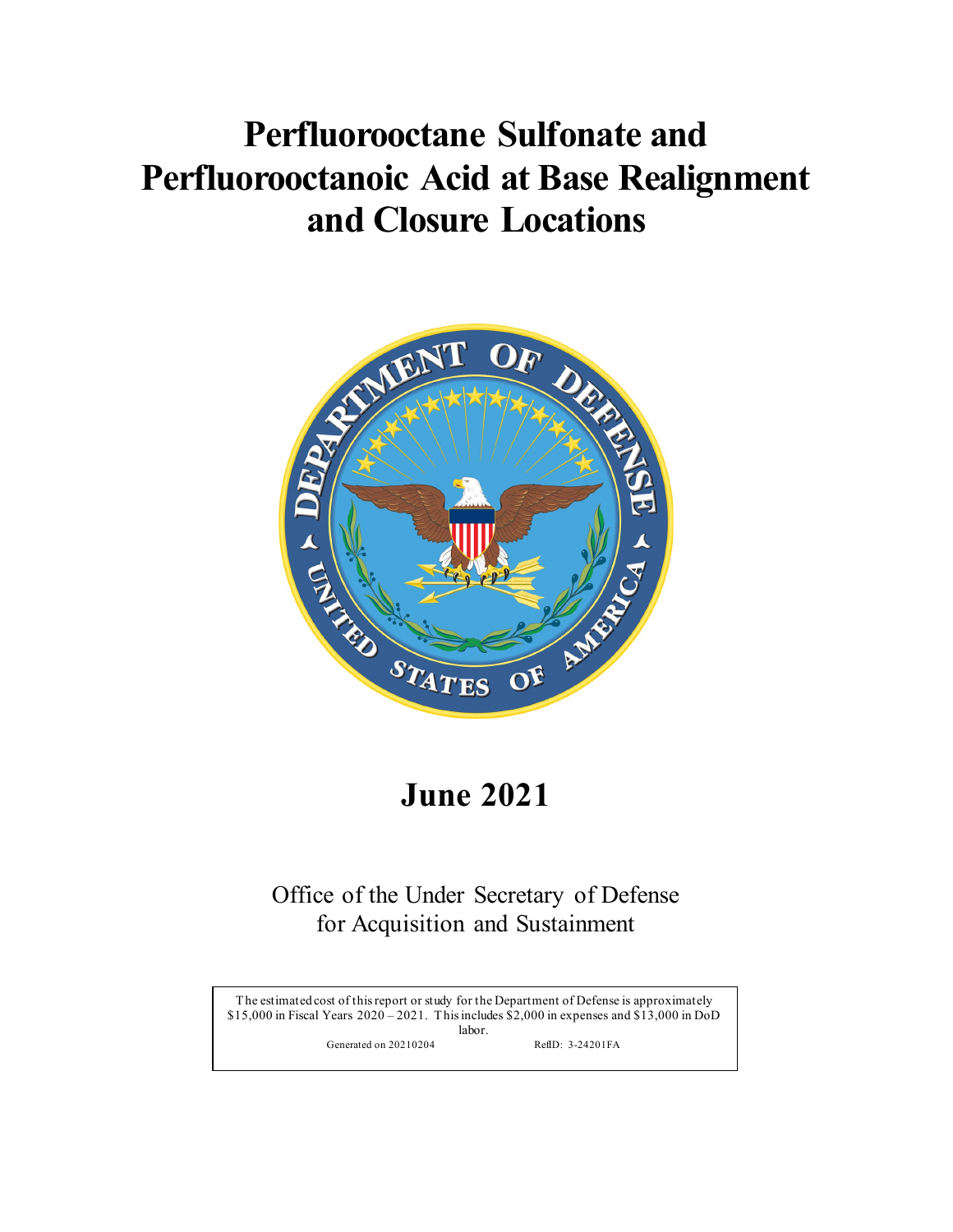# Perfluorooctane Sulfonate and Perfluorooctanoic Acid at Base Realignment and Closure Locations

## June 2021

Office of the Under Secretary of Defense
for Acquisition and Sustainment

The estimated cost of this report or study for the Department of Defense is approximately $15,000 in Fiscal Years 2020 – 2021. This includes $2,000 in expenses and $13,000 in DoD labor.
Generated on 20210204 RefID: 3-24201FA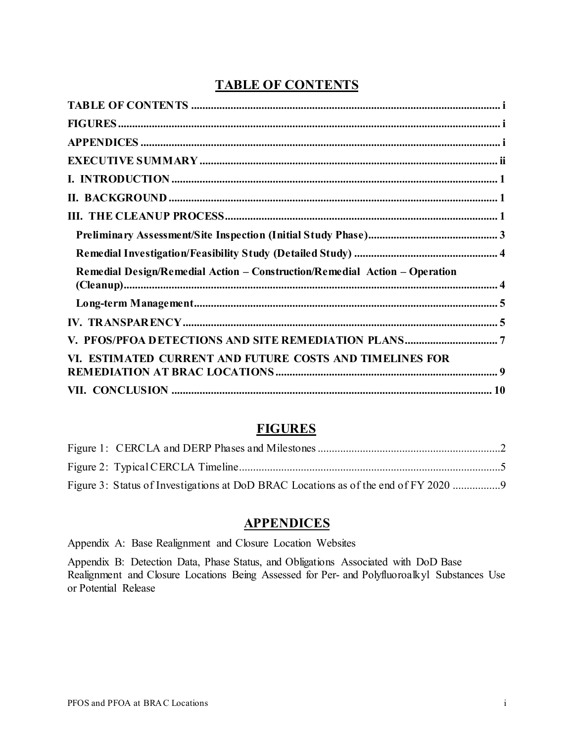# TABLE OF CONTENTS

| | |
|---|---|
| **TABLE OF CONTENTS** | **i** |
| **FIGURES** | **i** |
| **APPENDICES** | **i** |
| **EXECUTIVE SUMMARY** | **ii** |
| **I. INTRODUCTION** | **1** |
| **II. BACKGROUND** | **1** |
| **III. THE CLEANUP PROCESS** | **1** |
| **Preliminary Assessment/Site Inspection (Initial Study Phase)** | **3** |
| **Remedial Investigation/Feasibility Study (Detailed Study)** | **4** |
| **Remedial Design/Remedial Action – Construction/Remedial Action – Operation (Cleanup)** | **4** |
| **Long-term Management** | **5** |
| **IV. TRANSPARENCY** | **5** |
| **V. PFOS/PFOA DETECTIONS AND SITE REMEDIATION PLANS** | **7** |
| **VI. ESTIMATED CURRENT AND FUTURE COSTS AND TIMELINES FOR REMEDIATION AT BRAC LOCATIONS** | **9** |
| **VII. CONCLUSION** | **10** |

## FIGURES

| | |
|---|---|
| Figure 1: CERCLA and DERP Phases and Milestones | 2 |
| Figure 2: Typical CERCLA Timeline | 5 |
| Figure 3: Status of Investigations at DoD BRAC Locations as of the end of FY 2020 | 9 |

## APPENDICES

Appendix A: Base Realignment and Closure Location Websites

Appendix B: Detection Data, Phase Status, and Obligations Associated with DoD Base Realignment and Closure Locations Being Assessed for Per- and Polyfluoroalkyl Substances Use or Potential Release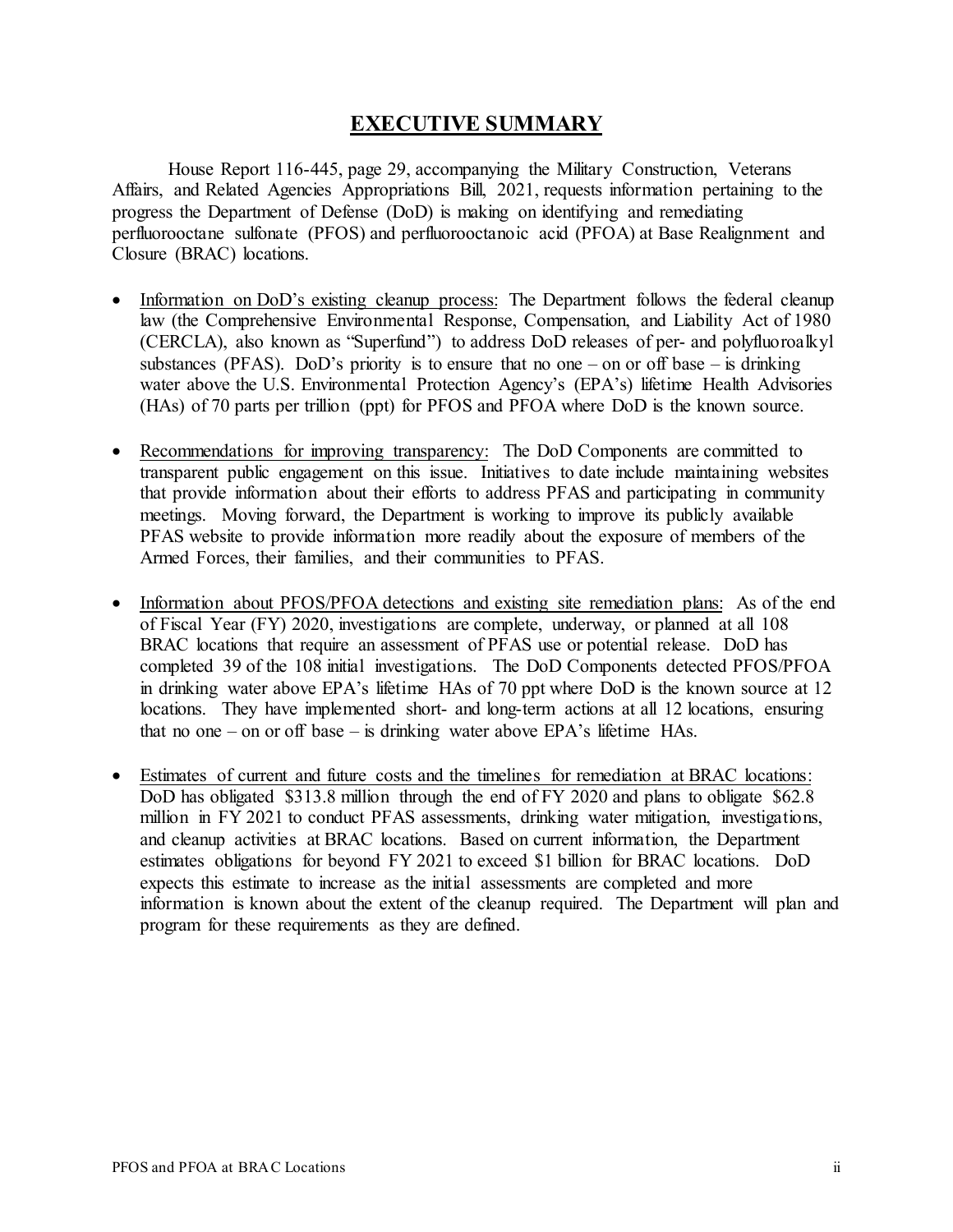# EXECUTIVE SUMMARY

House Report 116-445, page 29, accompanying the Military Construction, Veterans Affairs, and Related Agencies Appropriations Bill, 2021, requests information pertaining to the progress the Department of Defense (DoD) is making on identifying and remediating perfluorooctane sulfonate (PFOS) and perfluorooctanoic acid (PFOA) at Base Realignment and Closure (BRAC) locations.

- Information on DoD's existing cleanup process: The Department follows the federal cleanup law (the Comprehensive Environmental Response, Compensation, and Liability Act of 1980 (CERCLA), also known as "Superfund") to address DoD releases of per- and polyfluoroalkyl substances (PFAS). DoD's priority is to ensure that no one – on or off base – is drinking water above the U.S. Environmental Protection Agency's (EPA's) lifetime Health Advisories (HAs) of 70 parts per trillion (ppt) for PFOS and PFOA where DoD is the known source.

- Recommendations for improving transparency: The DoD Components are committed to transparent public engagement on this issue. Initiatives to date include maintaining websites that provide information about their efforts to address PFAS and participating in community meetings. Moving forward, the Department is working to improve its publicly available PFAS website to provide information more readily about the exposure of members of the Armed Forces, their families, and their communities to PFAS.

- Information about PFOS/PFOA detections and existing site remediation plans: As of the end of Fiscal Year (FY) 2020, investigations are complete, underway, or planned at all 108 BRAC locations that require an assessment of PFAS use or potential release. DoD has completed 39 of the 108 initial investigations. The DoD Components detected PFOS/PFOA in drinking water above EPA's lifetime HAs of 70 ppt where DoD is the known source at 12 locations. They have implemented short- and long-term actions at all 12 locations, ensuring that no one – on or off base – is drinking water above EPA's lifetime HAs.

- Estimates of current and future costs and the timelines for remediation at BRAC locations: DoD has obligated $313.8 million through the end of FY 2020 and plans to obligate $62.8 million in FY 2021 to conduct PFAS assessments, drinking water mitigation, investigations, and cleanup activities at BRAC locations. Based on current information, the Department estimates obligations for beyond FY 2021 to exceed $1 billion for BRAC locations. DoD expects this estimate to increase as the initial assessments are completed and more information is known about the extent of the cleanup required. The Department will plan and program for these requirements as they are defined.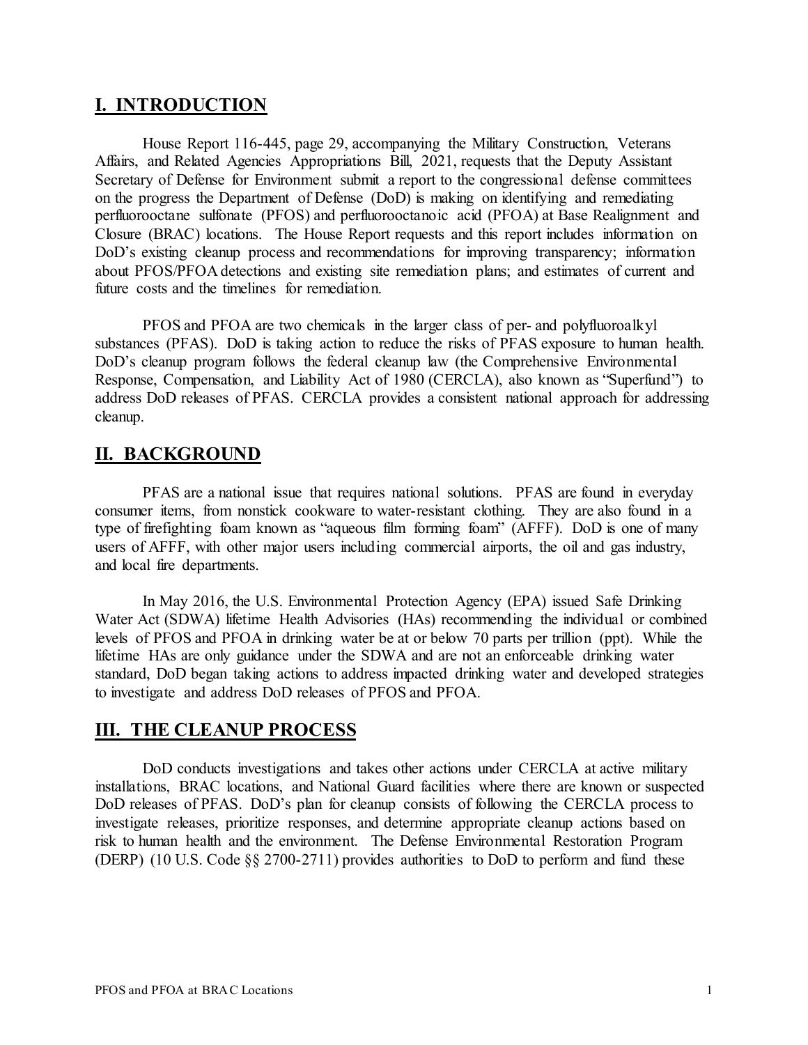## I. INTRODUCTION

House Report 116-445, page 29, accompanying the Military Construction, Veterans Affairs, and Related Agencies Appropriations Bill, 2021, requests that the Deputy Assistant Secretary of Defense for Environment submit a report to the congressional defense committees on the progress the Department of Defense (DoD) is making on identifying and remediating perfluorooctane sulfonate (PFOS) and perfluorooctanoic acid (PFOA) at Base Realignment and Closure (BRAC) locations. The House Report requests and this report includes information on DoD's existing cleanup process and recommendations for improving transparency; information about PFOS/PFOA detections and existing site remediation plans; and estimates of current and future costs and the timelines for remediation.

PFOS and PFOA are two chemicals in the larger class of per- and polyfluoroalkyl substances (PFAS). DoD is taking action to reduce the risks of PFAS exposure to human health. DoD's cleanup program follows the federal cleanup law (the Comprehensive Environmental Response, Compensation, and Liability Act of 1980 (CERCLA), also known as "Superfund") to address DoD releases of PFAS. CERCLA provides a consistent national approach for addressing cleanup.

## II. BACKGROUND

PFAS are a national issue that requires national solutions. PFAS are found in everyday consumer items, from nonstick cookware to water-resistant clothing. They are also found in a type of firefighting foam known as "aqueous film forming foam" (AFFF). DoD is one of many users of AFFF, with other major users including commercial airports, the oil and gas industry, and local fire departments.

In May 2016, the U.S. Environmental Protection Agency (EPA) issued Safe Drinking Water Act (SDWA) lifetime Health Advisories (HAs) recommending the individual or combined levels of PFOS and PFOA in drinking water be at or below 70 parts per trillion (ppt). While the lifetime HAs are only guidance under the SDWA and are not an enforceable drinking water standard, DoD began taking actions to address impacted drinking water and developed strategies to investigate and address DoD releases of PFOS and PFOA.

## III. THE CLEANUP PROCESS

DoD conducts investigations and takes other actions under CERCLA at active military installations, BRAC locations, and National Guard facilities where there are known or suspected DoD releases of PFAS. DoD's plan for cleanup consists of following the CERCLA process to investigate releases, prioritize responses, and determine appropriate cleanup actions based on risk to human health and the environment. The Defense Environmental Restoration Program (DERP) (10 U.S. Code §§ 2700-2711) provides authorities to DoD to perform and fund these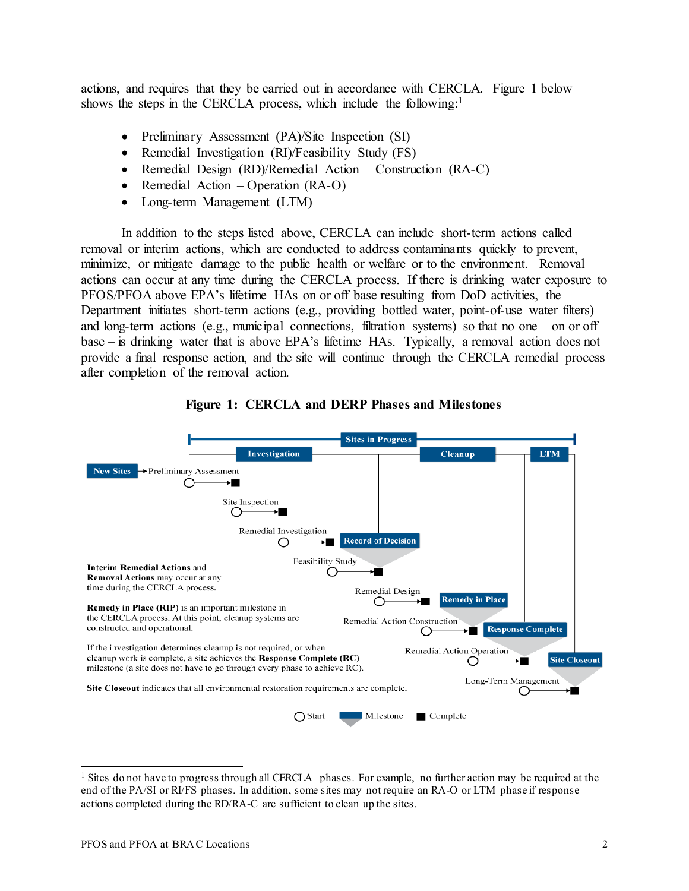actions, and requires that they be carried out in accordance with CERCLA. Figure 1 below shows the steps in the CERCLA process, which include the following:[1]

- Preliminary Assessment (PA)/Site Inspection (SI)
- Remedial Investigation (RI)/Feasibility Study (FS)
- Remedial Design (RD)/Remedial Action – Construction (RA-C)
- Remedial Action – Operation (RA-O)
- Long-term Management (LTM)

In addition to the steps listed above, CERCLA can include short-term actions called removal or interim actions, which are conducted to address contaminants quickly to prevent, minimize, or mitigate damage to the public health or welfare or to the environment. Removal actions can occur at any time during the CERCLA process. If there is drinking water exposure to PFOS/PFOA above EPA's lifetime HAs on or off base resulting from DoD activities, the Department initiates short-term actions (e.g., providing bottled water, point-of-use water filters) and long-term actions (e.g., municipal connections, filtration systems) so that no one – on or off base – is drinking water that is above EPA's lifetime HAs. Typically, a removal action does not provide a final response action, and the site will continue through the CERCLA remedial process after completion of the removal action.

**Figure 1: CERCLA and DERP Phases and Milestones**

Sites in Progress

Investigation | Cleanup | LTM

New Sites → Preliminary Assessment

Site Inspection

Remedial Investigation → Record of Decision

Feasibility Study

Remedial Design → Remedy in Place

Remedial Action Construction → Response Complete

Remedial Action Operation → Site Closeout

Long-Term Management

**Interim Remedial Actions** and **Removal Actions** may occur at any time during the CERCLA process.

**Remedy in Place (RIP)** is an important milestone in the CERCLA process. At this point, cleanup systems are constructed and operational.

If the investigation determines cleanup is not required, or when cleanup work is complete, a site achieves the **Response Complete (RC)** milestone (a site does not have to go through every phase to achieve RC).

**Site Closeout** indicates that all environmental restoration requirements are complete.

○ Start ▬ Milestone ■ Complete

---

[1] Sites do not have to progress through all CERCLA phases. For example, no further action may be required at the end of the PA/SI or RI/FS phases. In addition, some sites may not require an RA-O or LTM phase if response actions completed during the RD/RA-C are sufficient to clean up the sites.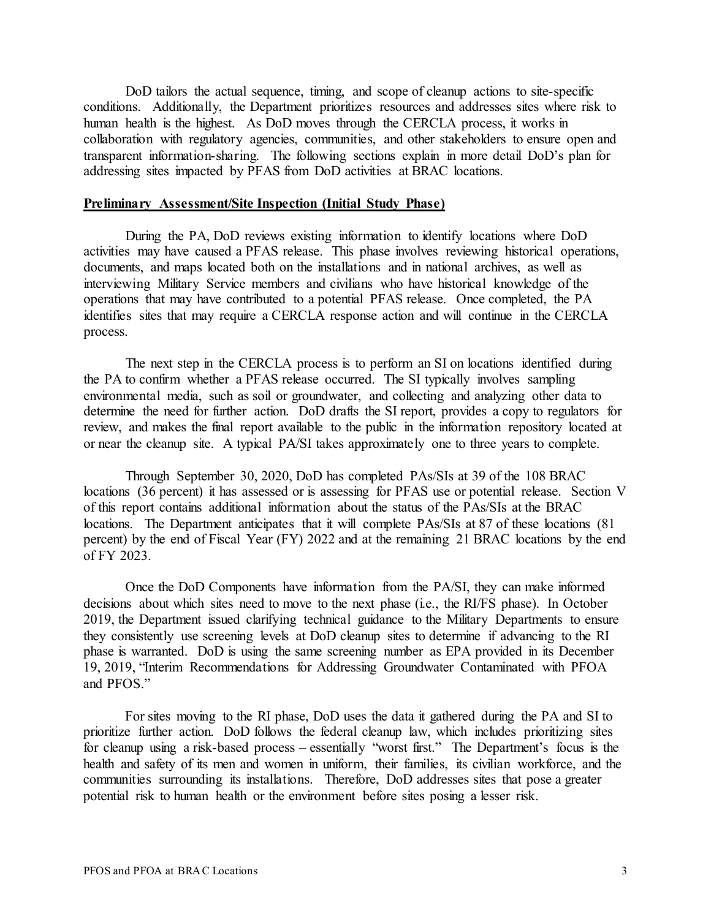DoD tailors the actual sequence, timing, and scope of cleanup actions to site-specific conditions. Additionally, the Department prioritizes resources and addresses sites where risk to human health is the highest. As DoD moves through the CERCLA process, it works in collaboration with regulatory agencies, communities, and other stakeholders to ensure open and transparent information-sharing. The following sections explain in more detail DoD's plan for addressing sites impacted by PFAS from DoD activities at BRAC locations.

## Preliminary Assessment/Site Inspection (Initial Study Phase)

During the PA, DoD reviews existing information to identify locations where DoD activities may have caused a PFAS release. This phase involves reviewing historical operations, documents, and maps located both on the installations and in national archives, as well as interviewing Military Service members and civilians who have historical knowledge of the operations that may have contributed to a potential PFAS release. Once completed, the PA identifies sites that may require a CERCLA response action and will continue in the CERCLA process.

The next step in the CERCLA process is to perform an SI on locations identified during the PA to confirm whether a PFAS release occurred. The SI typically involves sampling environmental media, such as soil or groundwater, and collecting and analyzing other data to determine the need for further action. DoD drafts the SI report, provides a copy to regulators for review, and makes the final report available to the public in the information repository located at or near the cleanup site. A typical PA/SI takes approximately one to three years to complete.

Through September 30, 2020, DoD has completed PAs/SIs at 39 of the 108 BRAC locations (36 percent) it has assessed or is assessing for PFAS use or potential release. Section V of this report contains additional information about the status of the PAs/SIs at the BRAC locations. The Department anticipates that it will complete PAs/SIs at 87 of these locations (81 percent) by the end of Fiscal Year (FY) 2022 and at the remaining 21 BRAC locations by the end of FY 2023.

Once the DoD Components have information from the PA/SI, they can make informed decisions about which sites need to move to the next phase (i.e., the RI/FS phase). In October 2019, the Department issued clarifying technical guidance to the Military Departments to ensure they consistently use screening levels at DoD cleanup sites to determine if advancing to the RI phase is warranted. DoD is using the same screening number as EPA provided in its December 19, 2019, "Interim Recommendations for Addressing Groundwater Contaminated with PFOA and PFOS."

For sites moving to the RI phase, DoD uses the data it gathered during the PA and SI to prioritize further action. DoD follows the federal cleanup law, which includes prioritizing sites for cleanup using a risk-based process – essentially "worst first." The Department's focus is the health and safety of its men and women in uniform, their families, its civilian workforce, and the communities surrounding its installations. Therefore, DoD addresses sites that pose a greater potential risk to human health or the environment before sites posing a lesser risk.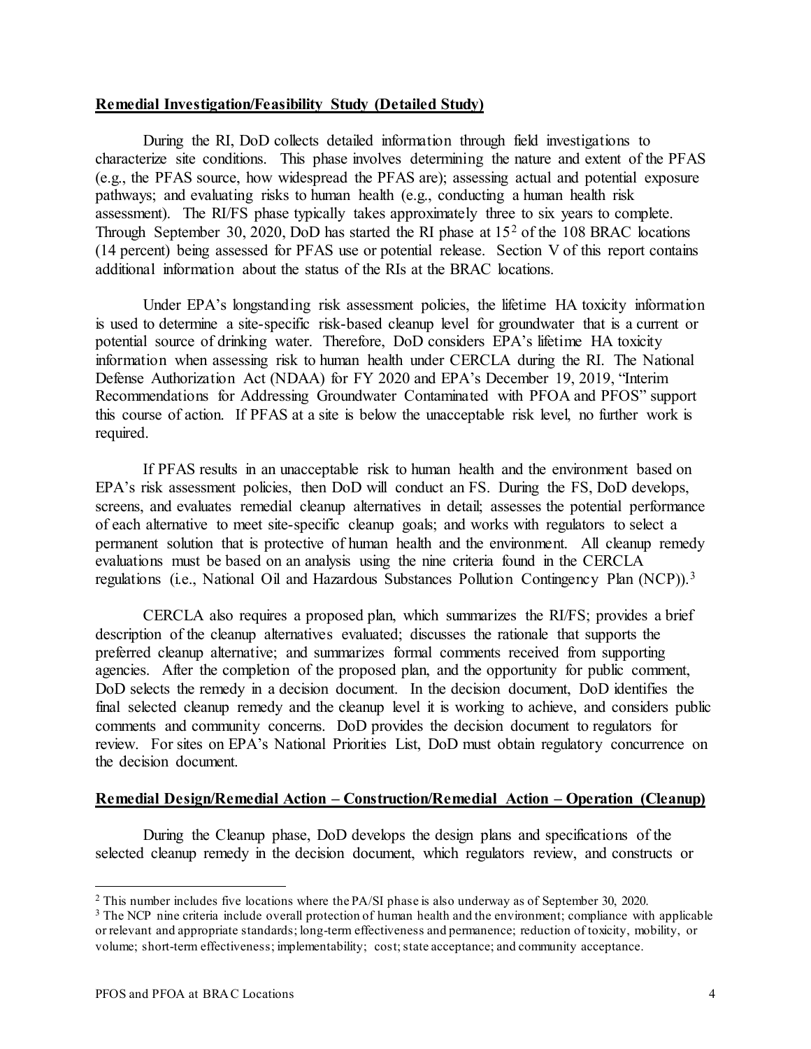**Remedial Investigation/Feasibility Study (Detailed Study)**

During the RI, DoD collects detailed information through field investigations to characterize site conditions. This phase involves determining the nature and extent of the PFAS (e.g., the PFAS source, how widespread the PFAS are); assessing actual and potential exposure pathways; and evaluating risks to human health (e.g., conducting a human health risk assessment). The RI/FS phase typically takes approximately three to six years to complete. Through September 30, 2020, DoD has started the RI phase at 15[2] of the 108 BRAC locations (14 percent) being assessed for PFAS use or potential release. Section V of this report contains additional information about the status of the RIs at the BRAC locations.

Under EPA's longstanding risk assessment policies, the lifetime HA toxicity information is used to determine a site-specific risk-based cleanup level for groundwater that is a current or potential source of drinking water. Therefore, DoD considers EPA's lifetime HA toxicity information when assessing risk to human health under CERCLA during the RI. The National Defense Authorization Act (NDAA) for FY 2020 and EPA's December 19, 2019, "Interim Recommendations for Addressing Groundwater Contaminated with PFOA and PFOS" support this course of action. If PFAS at a site is below the unacceptable risk level, no further work is required.

If PFAS results in an unacceptable risk to human health and the environment based on EPA's risk assessment policies, then DoD will conduct an FS. During the FS, DoD develops, screens, and evaluates remedial cleanup alternatives in detail; assesses the potential performance of each alternative to meet site-specific cleanup goals; and works with regulators to select a permanent solution that is protective of human health and the environment. All cleanup remedy evaluations must be based on an analysis using the nine criteria found in the CERCLA regulations (i.e., National Oil and Hazardous Substances Pollution Contingency Plan (NCP)).[3]

CERCLA also requires a proposed plan, which summarizes the RI/FS; provides a brief description of the cleanup alternatives evaluated; discusses the rationale that supports the preferred cleanup alternative; and summarizes formal comments received from supporting agencies. After the completion of the proposed plan, and the opportunity for public comment, DoD selects the remedy in a decision document. In the decision document, DoD identifies the final selected cleanup remedy and the cleanup level it is working to achieve, and considers public comments and community concerns. DoD provides the decision document to regulators for review. For sites on EPA's National Priorities List, DoD must obtain regulatory concurrence on the decision document.

**Remedial Design/Remedial Action – Construction/Remedial Action – Operation (Cleanup)**

During the Cleanup phase, DoD develops the design plans and specifications of the selected cleanup remedy in the decision document, which regulators review, and constructs or

---

[2] This number includes five locations where the PA/SI phase is also underway as of September 30, 2020.

[3] The NCP nine criteria include overall protection of human health and the environment; compliance with applicable or relevant and appropriate standards; long-term effectiveness and permanence; reduction of toxicity, mobility, or volume; short-term effectiveness; implementability; cost; state acceptance; and community acceptance.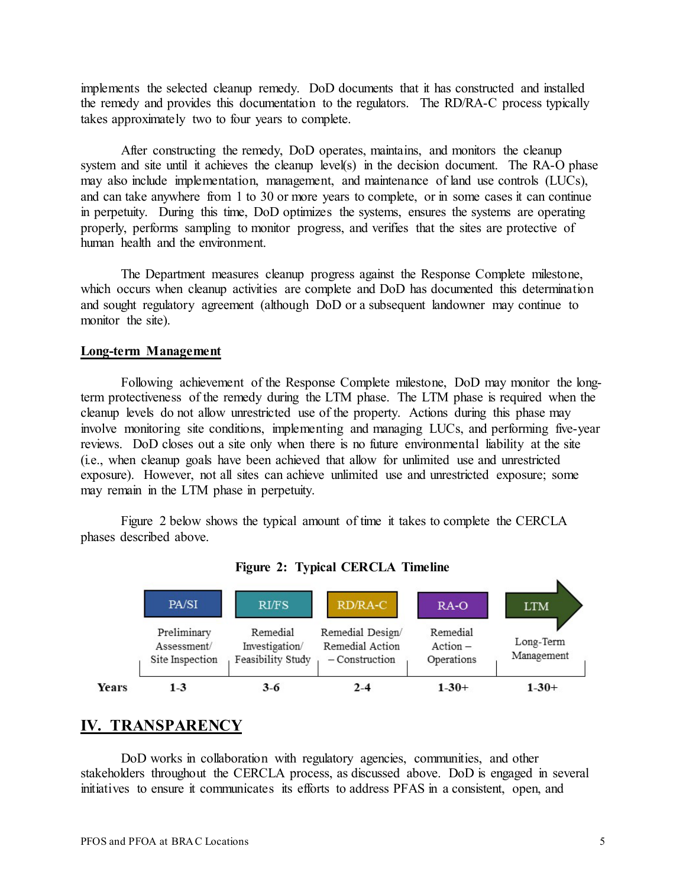implements the selected cleanup remedy. DoD documents that it has constructed and installed the remedy and provides this documentation to the regulators. The RD/RA-C process typically takes approximately two to four years to complete.

After constructing the remedy, DoD operates, maintains, and monitors the cleanup system and site until it achieves the cleanup level(s) in the decision document. The RA-O phase may also include implementation, management, and maintenance of land use controls (LUCs), and can take anywhere from 1 to 30 or more years to complete, or in some cases it can continue in perpetuity. During this time, DoD optimizes the systems, ensures the systems are operating properly, performs sampling to monitor progress, and verifies that the sites are protective of human health and the environment.

The Department measures cleanup progress against the Response Complete milestone, which occurs when cleanup activities are complete and DoD has documented this determination and sought regulatory agreement (although DoD or a subsequent landowner may continue to monitor the site).

**Long-term Management**

Following achievement of the Response Complete milestone, DoD may monitor the long-term protectiveness of the remedy during the LTM phase. The LTM phase is required when the cleanup levels do not allow unrestricted use of the property. Actions during this phase may involve monitoring site conditions, implementing and managing LUCs, and performing five-year reviews. DoD closes out a site only when there is no future environmental liability at the site (i.e., when cleanup goals have been achieved that allow for unlimited use and unrestricted exposure). However, not all sites can achieve unlimited use and unrestricted exposure; some may remain in the LTM phase in perpetuity.

Figure 2 below shows the typical amount of time it takes to complete the CERCLA phases described above.

**Figure 2: Typical CERCLA Timeline**

| | PA/SI | RI/FS | RD/RA-C | RA-O | LTM |
|---|---|---|---|---|---|
| | Preliminary Assessment/ Site Inspection | Remedial Investigation/ Feasibility Study | Remedial Design/ Remedial Action – Construction | Remedial Action – Operations | Long-Term Management |
| **Years** | **1-3** | **3-6** | **2-4** | **1-30+** | **1-30+** |

## IV. TRANSPARENCY

DoD works in collaboration with regulatory agencies, communities, and other stakeholders throughout the CERCLA process, as discussed above. DoD is engaged in several initiatives to ensure it communicates its efforts to address PFAS in a consistent, open, and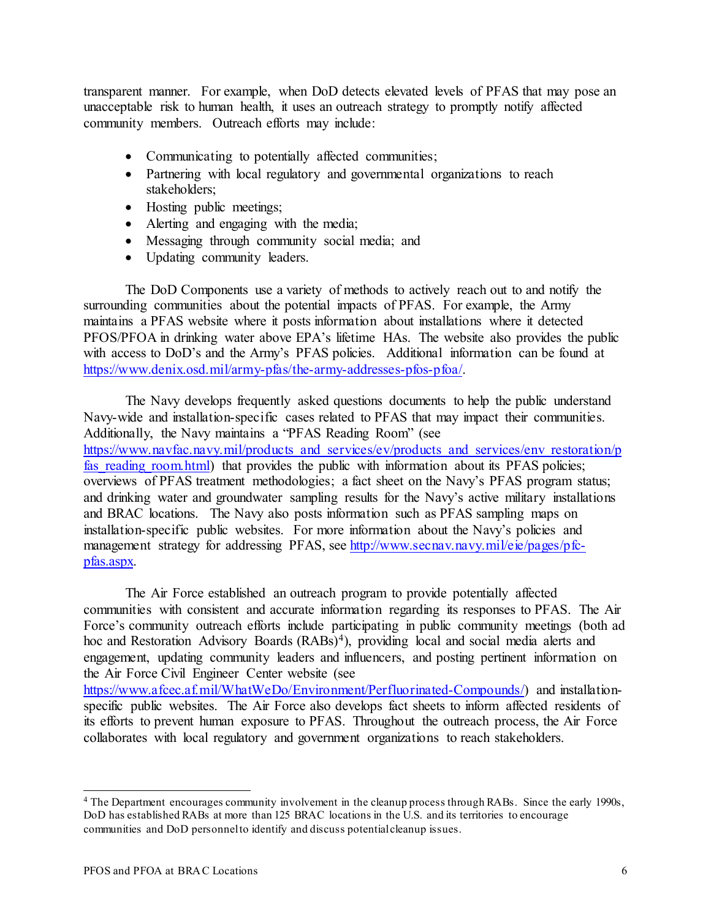transparent manner. For example, when DoD detects elevated levels of PFAS that may pose an unacceptable risk to human health, it uses an outreach strategy to promptly notify affected community members. Outreach efforts may include:

- Communicating to potentially affected communities;
- Partnering with local regulatory and governmental organizations to reach stakeholders;
- Hosting public meetings;
- Alerting and engaging with the media;
- Messaging through community social media; and
- Updating community leaders.

The DoD Components use a variety of methods to actively reach out to and notify the surrounding communities about the potential impacts of PFAS. For example, the Army maintains a PFAS website where it posts information about installations where it detected PFOS/PFOA in drinking water above EPA's lifetime HAs. The website also provides the public with access to DoD's and the Army's PFAS policies. Additional information can be found at https://www.denix.osd.mil/army-pfas/the-army-addresses-pfos-pfoa/.

The Navy develops frequently asked questions documents to help the public understand Navy-wide and installation-specific cases related to PFAS that may impact their communities. Additionally, the Navy maintains a "PFAS Reading Room" (see https://www.navfac.navy.mil/products_and_services/ev/products_and_services/env_restoration/pfas_reading_room.html) that provides the public with information about its PFAS policies; overviews of PFAS treatment methodologies; a fact sheet on the Navy's PFAS program status; and drinking water and groundwater sampling results for the Navy's active military installations and BRAC locations. The Navy also posts information such as PFAS sampling maps on installation-specific public websites. For more information about the Navy's policies and management strategy for addressing PFAS, see http://www.secnav.navy.mil/eie/pages/pfc-pfas.aspx.

The Air Force established an outreach program to provide potentially affected communities with consistent and accurate information regarding its responses to PFAS. The Air Force's community outreach efforts include participating in public community meetings (both ad hoc and Restoration Advisory Boards (RABs)[4]), providing local and social media alerts and engagement, updating community leaders and influencers, and posting pertinent information on the Air Force Civil Engineer Center website (see https://www.afcec.af.mil/WhatWeDo/Environment/Perfluorinated-Compounds/) and installation-specific public websites. The Air Force also develops fact sheets to inform affected residents of its efforts to prevent human exposure to PFAS. Throughout the outreach process, the Air Force collaborates with local regulatory and government organizations to reach stakeholders.

[4] The Department encourages community involvement in the cleanup process through RABs. Since the early 1990s, DoD has established RABs at more than 125 BRAC locations in the U.S. and its territories to encourage communities and DoD personnel to identify and discuss potential cleanup issues.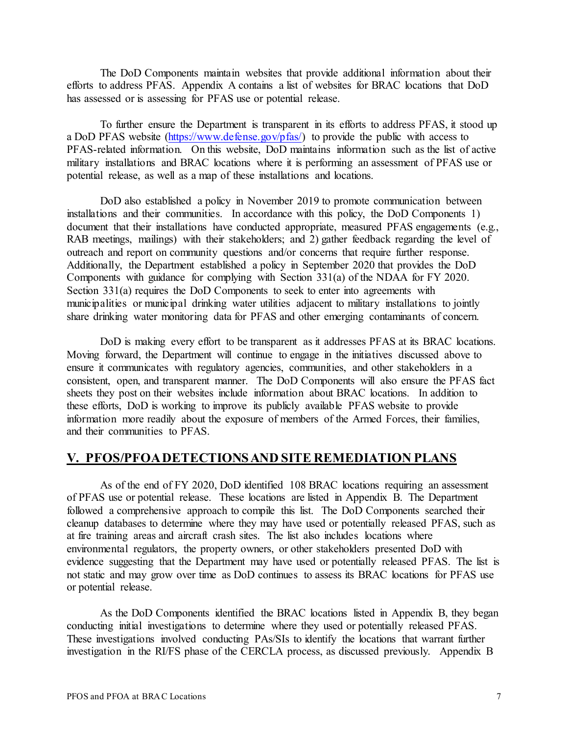The DoD Components maintain websites that provide additional information about their efforts to address PFAS. Appendix A contains a list of websites for BRAC locations that DoD has assessed or is assessing for PFAS use or potential release.

To further ensure the Department is transparent in its efforts to address PFAS, it stood up a DoD PFAS website (https://www.defense.gov/pfas/) to provide the public with access to PFAS-related information. On this website, DoD maintains information such as the list of active military installations and BRAC locations where it is performing an assessment of PFAS use or potential release, as well as a map of these installations and locations.

DoD also established a policy in November 2019 to promote communication between installations and their communities. In accordance with this policy, the DoD Components 1) document that their installations have conducted appropriate, measured PFAS engagements (e.g., RAB meetings, mailings) with their stakeholders; and 2) gather feedback regarding the level of outreach and report on community questions and/or concerns that require further response. Additionally, the Department established a policy in September 2020 that provides the DoD Components with guidance for complying with Section 331(a) of the NDAA for FY 2020. Section 331(a) requires the DoD Components to seek to enter into agreements with municipalities or municipal drinking water utilities adjacent to military installations to jointly share drinking water monitoring data for PFAS and other emerging contaminants of concern.

DoD is making every effort to be transparent as it addresses PFAS at its BRAC locations. Moving forward, the Department will continue to engage in the initiatives discussed above to ensure it communicates with regulatory agencies, communities, and other stakeholders in a consistent, open, and transparent manner. The DoD Components will also ensure the PFAS fact sheets they post on their websites include information about BRAC locations. In addition to these efforts, DoD is working to improve its publicly available PFAS website to provide information more readily about the exposure of members of the Armed Forces, their families, and their communities to PFAS.

## V. PFOS/PFOA DETECTIONS AND SITE REMEDIATION PLANS

As of the end of FY 2020, DoD identified 108 BRAC locations requiring an assessment of PFAS use or potential release. These locations are listed in Appendix B. The Department followed a comprehensive approach to compile this list. The DoD Components searched their cleanup databases to determine where they may have used or potentially released PFAS, such as at fire training areas and aircraft crash sites. The list also includes locations where environmental regulators, the property owners, or other stakeholders presented DoD with evidence suggesting that the Department may have used or potentially released PFAS. The list is not static and may grow over time as DoD continues to assess its BRAC locations for PFAS use or potential release.

As the DoD Components identified the BRAC locations listed in Appendix B, they began conducting initial investigations to determine where they used or potentially released PFAS. These investigations involved conducting PAs/SIs to identify the locations that warrant further investigation in the RI/FS phase of the CERCLA process, as discussed previously. Appendix B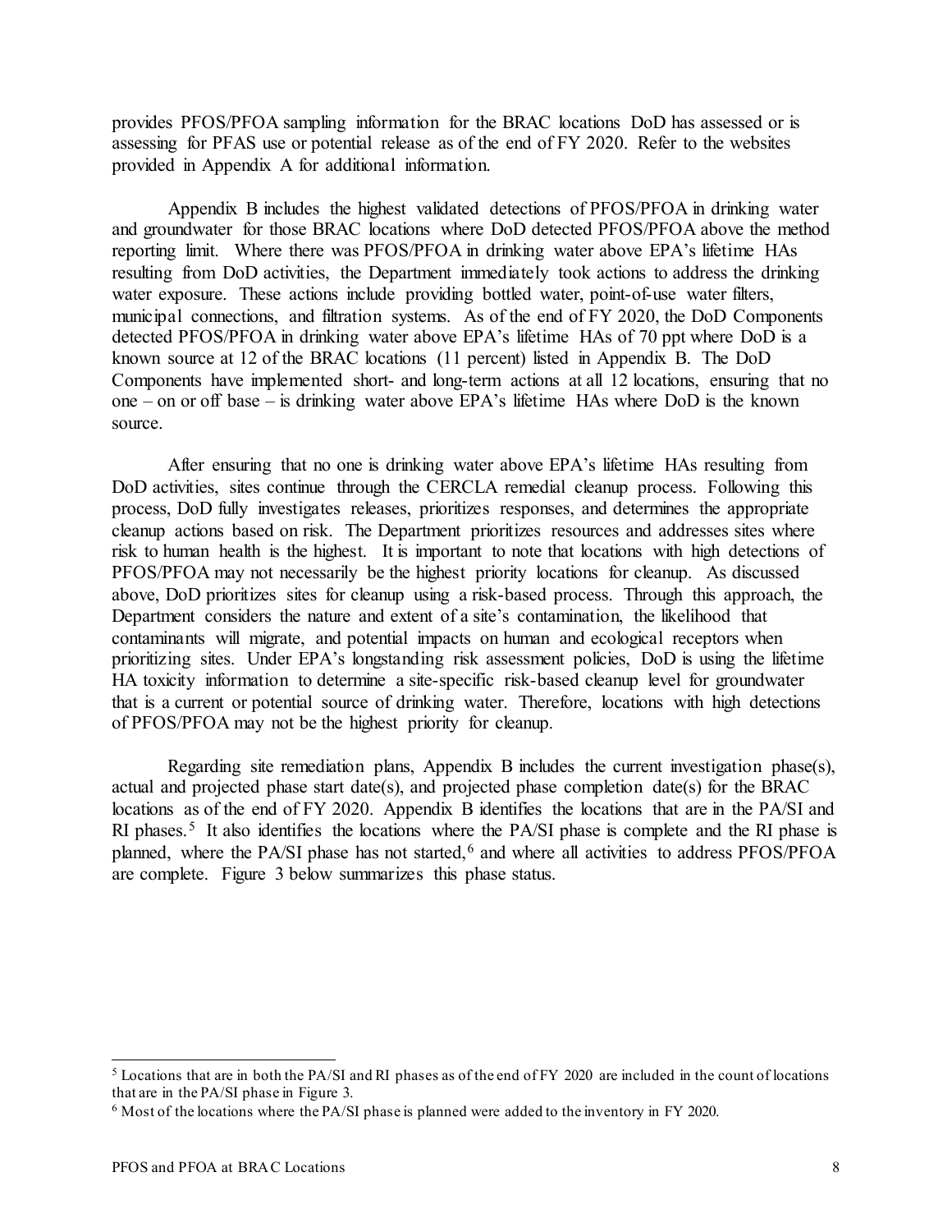provides PFOS/PFOA sampling information for the BRAC locations DoD has assessed or is assessing for PFAS use or potential release as of the end of FY 2020. Refer to the websites provided in Appendix A for additional information.

Appendix B includes the highest validated detections of PFOS/PFOA in drinking water and groundwater for those BRAC locations where DoD detected PFOS/PFOA above the method reporting limit. Where there was PFOS/PFOA in drinking water above EPA's lifetime HAs resulting from DoD activities, the Department immediately took actions to address the drinking water exposure. These actions include providing bottled water, point-of-use water filters, municipal connections, and filtration systems. As of the end of FY 2020, the DoD Components detected PFOS/PFOA in drinking water above EPA's lifetime HAs of 70 ppt where DoD is a known source at 12 of the BRAC locations (11 percent) listed in Appendix B. The DoD Components have implemented short- and long-term actions at all 12 locations, ensuring that no one – on or off base – is drinking water above EPA's lifetime HAs where DoD is the known source.

After ensuring that no one is drinking water above EPA's lifetime HAs resulting from DoD activities, sites continue through the CERCLA remedial cleanup process. Following this process, DoD fully investigates releases, prioritizes responses, and determines the appropriate cleanup actions based on risk. The Department prioritizes resources and addresses sites where risk to human health is the highest. It is important to note that locations with high detections of PFOS/PFOA may not necessarily be the highest priority locations for cleanup. As discussed above, DoD prioritizes sites for cleanup using a risk-based process. Through this approach, the Department considers the nature and extent of a site's contamination, the likelihood that contaminants will migrate, and potential impacts on human and ecological receptors when prioritizing sites. Under EPA's longstanding risk assessment policies, DoD is using the lifetime HA toxicity information to determine a site-specific risk-based cleanup level for groundwater that is a current or potential source of drinking water. Therefore, locations with high detections of PFOS/PFOA may not be the highest priority for cleanup.

Regarding site remediation plans, Appendix B includes the current investigation phase(s), actual and projected phase start date(s), and projected phase completion date(s) for the BRAC locations as of the end of FY 2020. Appendix B identifies the locations that are in the PA/SI and RI phases.[5] It also identifies the locations where the PA/SI phase is complete and the RI phase is planned, where the PA/SI phase has not started,[6] and where all activities to address PFOS/PFOA are complete. Figure 3 below summarizes this phase status.

---

[5] Locations that are in both the PA/SI and RI phases as of the end of FY 2020 are included in the count of locations that are in the PA/SI phase in Figure 3.

[6] Most of the locations where the PA/SI phase is planned were added to the inventory in FY 2020.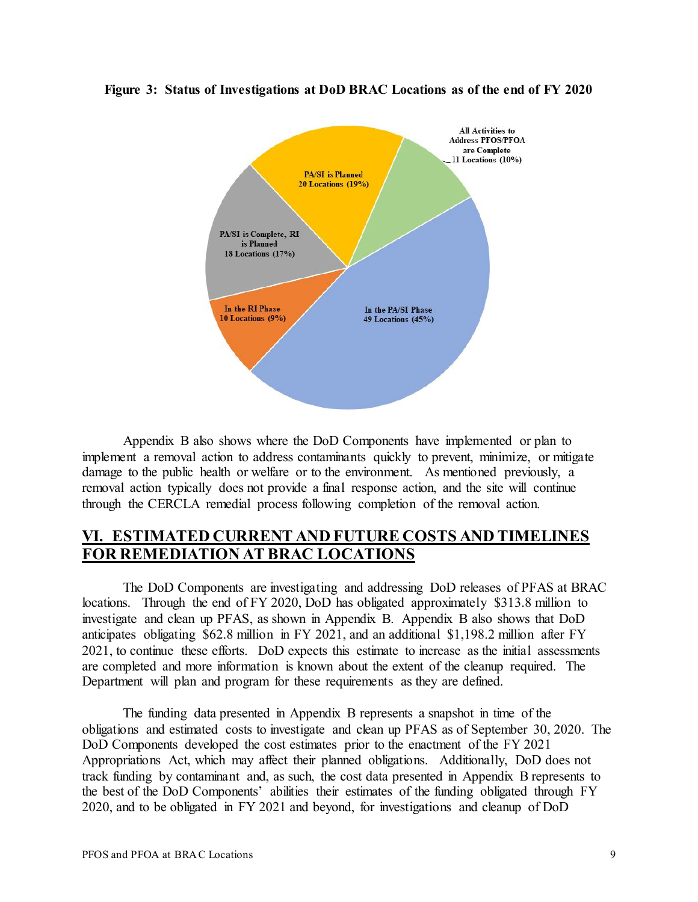**Figure 3: Status of Investigations at DoD BRAC Locations as of the end of FY 2020**

Appendix B also shows where the DoD Components have implemented or plan to implement a removal action to address contaminants quickly to prevent, minimize, or mitigate damage to the public health or welfare or to the environment. As mentioned previously, a removal action typically does not provide a final response action, and the site will continue through the CERCLA remedial process following completion of the removal action.

## VI. ESTIMATED CURRENT AND FUTURE COSTS AND TIMELINES FOR REMEDIATION AT BRAC LOCATIONS

The DoD Components are investigating and addressing DoD releases of PFAS at BRAC locations. Through the end of FY 2020, DoD has obligated approximately $313.8 million to investigate and clean up PFAS, as shown in Appendix B. Appendix B also shows that DoD anticipates obligating $62.8 million in FY 2021, and an additional $1,198.2 million after FY 2021, to continue these efforts. DoD expects this estimate to increase as the initial assessments are completed and more information is known about the extent of the cleanup required. The Department will plan and program for these requirements as they are defined.

The funding data presented in Appendix B represents a snapshot in time of the obligations and estimated costs to investigate and clean up PFAS as of September 30, 2020. The DoD Components developed the cost estimates prior to the enactment of the FY 2021 Appropriations Act, which may affect their planned obligations. Additionally, DoD does not track funding by contaminant and, as such, the cost data presented in Appendix B represents to the best of the DoD Components' abilities their estimates of the funding obligated through FY 2020, and to be obligated in FY 2021 and beyond, for investigations and cleanup of DoD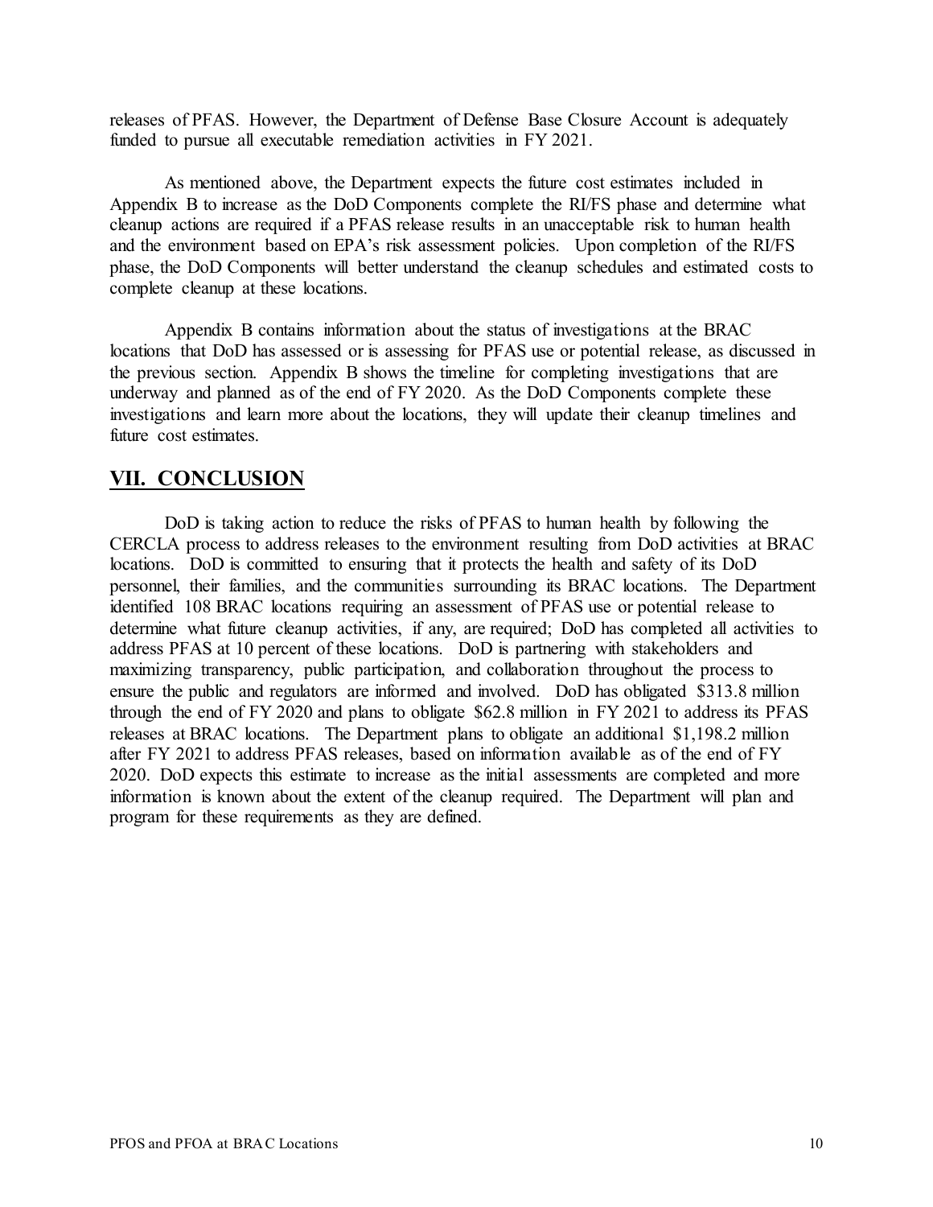releases of PFAS. However, the Department of Defense Base Closure Account is adequately funded to pursue all executable remediation activities in FY 2021.

As mentioned above, the Department expects the future cost estimates included in Appendix B to increase as the DoD Components complete the RI/FS phase and determine what cleanup actions are required if a PFAS release results in an unacceptable risk to human health and the environment based on EPA's risk assessment policies. Upon completion of the RI/FS phase, the DoD Components will better understand the cleanup schedules and estimated costs to complete cleanup at these locations.

Appendix B contains information about the status of investigations at the BRAC locations that DoD has assessed or is assessing for PFAS use or potential release, as discussed in the previous section. Appendix B shows the timeline for completing investigations that are underway and planned as of the end of FY 2020. As the DoD Components complete these investigations and learn more about the locations, they will update their cleanup timelines and future cost estimates.

## VII. CONCLUSION

DoD is taking action to reduce the risks of PFAS to human health by following the CERCLA process to address releases to the environment resulting from DoD activities at BRAC locations. DoD is committed to ensuring that it protects the health and safety of its DoD personnel, their families, and the communities surrounding its BRAC locations. The Department identified 108 BRAC locations requiring an assessment of PFAS use or potential release to determine what future cleanup activities, if any, are required; DoD has completed all activities to address PFAS at 10 percent of these locations. DoD is partnering with stakeholders and maximizing transparency, public participation, and collaboration throughout the process to ensure the public and regulators are informed and involved. DoD has obligated $313.8 million through the end of FY 2020 and plans to obligate $62.8 million in FY 2021 to address its PFAS releases at BRAC locations. The Department plans to obligate an additional $1,198.2 million after FY 2021 to address PFAS releases, based on information available as of the end of FY 2020. DoD expects this estimate to increase as the initial assessments are completed and more information is known about the extent of the cleanup required. The Department will plan and program for these requirements as they are defined.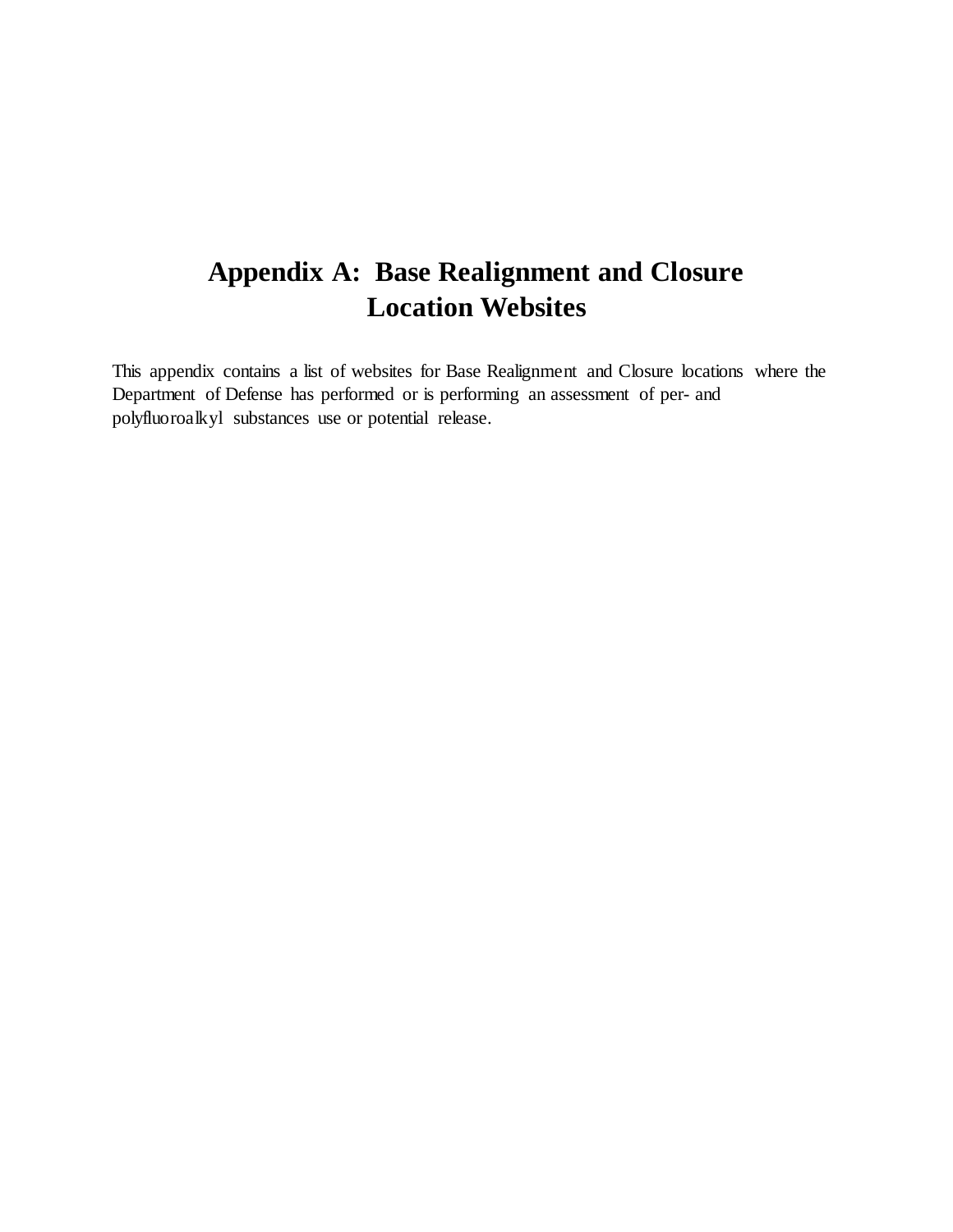# Appendix A: Base Realignment and Closure Location Websites

This appendix contains a list of websites for Base Realignment and Closure locations where the Department of Defense has performed or is performing an assessment of per- and polyfluoroalkyl substances use or potential release.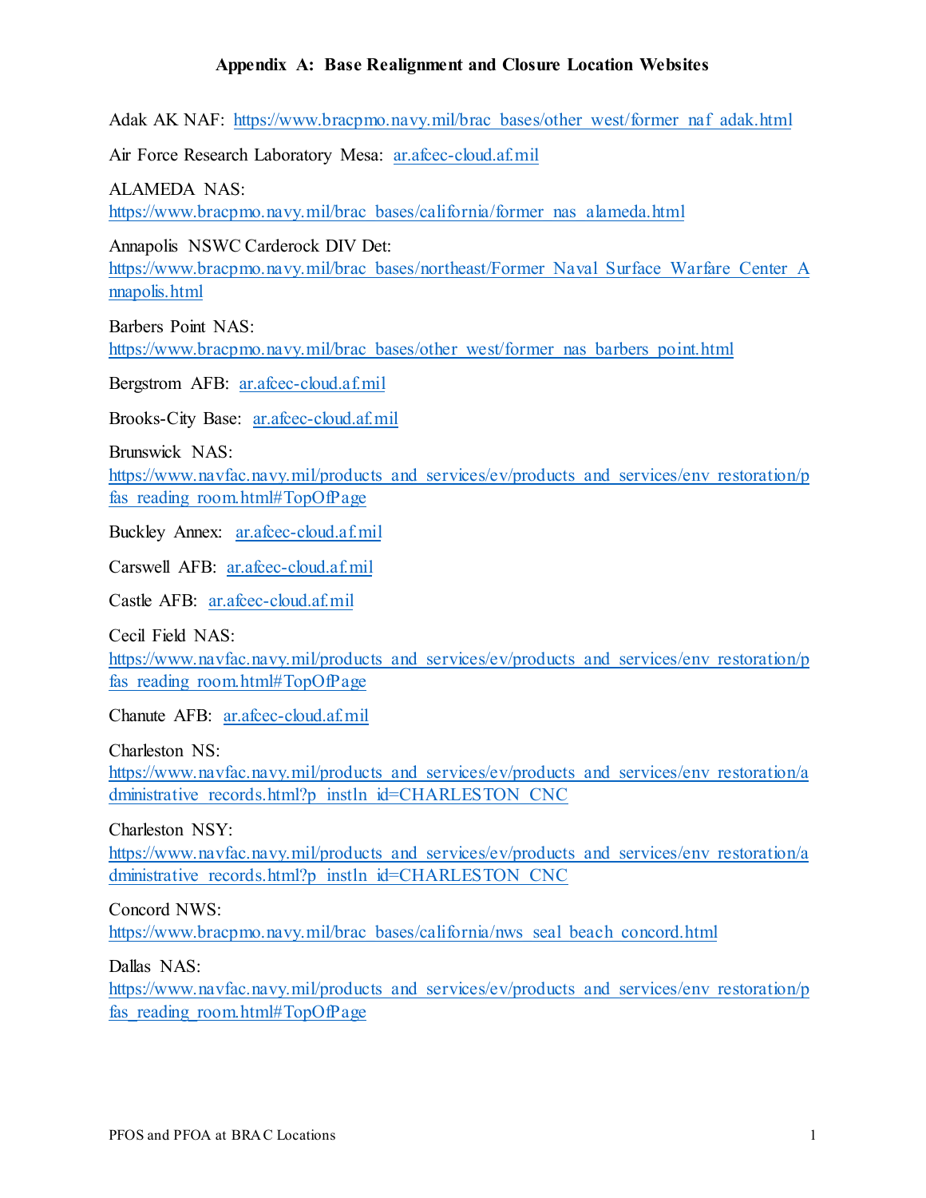**Appendix A: Base Realignment and Closure Location Websites**

Adak AK NAF: https://www.bracpmo.navy.mil/brac_bases/other_west/former_naf_adak.html

Air Force Research Laboratory Mesa: ar.afcec-cloud.af.mil

ALAMEDA NAS:
https://www.bracpmo.navy.mil/brac_bases/california/former_nas_alameda.html

Annapolis NSWC Carderock DIV Det:
https://www.bracpmo.navy.mil/brac_bases/northeast/Former_Naval_Surface_Warfare_Center_Annapolis.html

Barbers Point NAS:
https://www.bracpmo.navy.mil/brac_bases/other_west/former_nas_barbers_point.html

Bergstrom AFB: ar.afcec-cloud.af.mil

Brooks-City Base: ar.afcec-cloud.af.mil

Brunswick NAS:
https://www.navfac.navy.mil/products_and_services/ev/products_and_services/env_restoration/pfas_reading_room.html#TopOfPage

Buckley Annex: ar.afcec-cloud.af.mil

Carswell AFB: ar.afcec-cloud.af.mil

Castle AFB: ar.afcec-cloud.af.mil

Cecil Field NAS:
https://www.navfac.navy.mil/products_and_services/ev/products_and_services/env_restoration/pfas_reading_room.html#TopOfPage

Chanute AFB: ar.afcec-cloud.af.mil

Charleston NS:
https://www.navfac.navy.mil/products_and_services/ev/products_and_services/env_restoration/administrative_records.html?p_instln_id=CHARLESTON_CNC

Charleston NSY:
https://www.navfac.navy.mil/products_and_services/ev/products_and_services/env_restoration/administrative_records.html?p_instln_id=CHARLESTON_CNC

Concord NWS:
https://www.bracpmo.navy.mil/brac_bases/california/nws_seal_beach_concord.html

Dallas NAS:
https://www.navfac.navy.mil/products_and_services/ev/products_and_services/env_restoration/pfas_reading_room.html#TopOfPage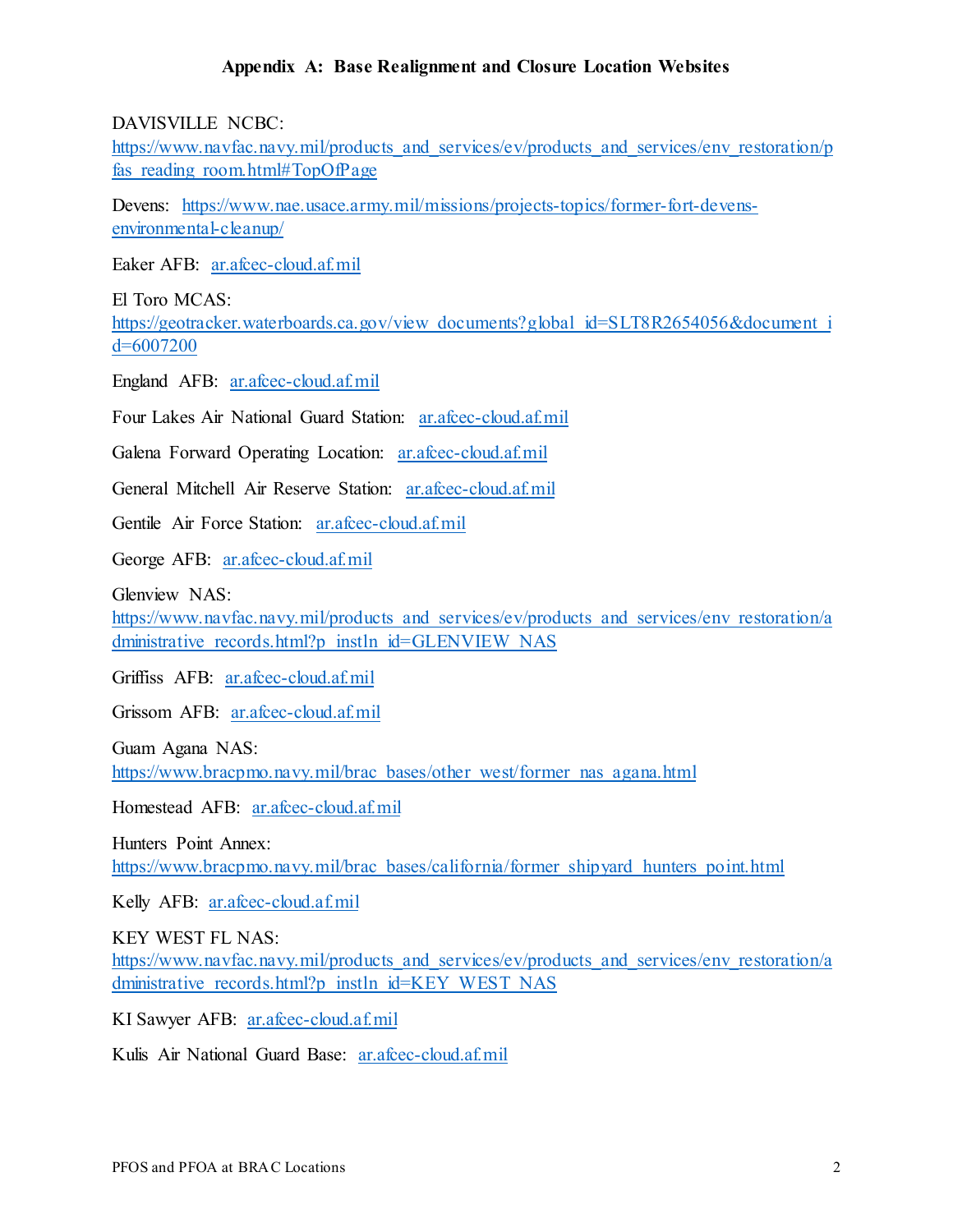## Appendix A: Base Realignment and Closure Location Websites

DAVISVILLE NCBC: https://www.navfac.navy.mil/products_and_services/ev/products_and_services/env_restoration/pfas_reading_room.html#TopOfPage

Devens: https://www.nae.usace.army.mil/missions/projects-topics/former-fort-devens-environmental-cleanup/

Eaker AFB: ar.afcec-cloud.af.mil

El Toro MCAS: https://geotracker.waterboards.ca.gov/view_documents?global_id=SLT8R2654056&document_id=6007200

England AFB: ar.afcec-cloud.af.mil

Four Lakes Air National Guard Station: ar.afcec-cloud.af.mil

Galena Forward Operating Location: ar.afcec-cloud.af.mil

General Mitchell Air Reserve Station: ar.afcec-cloud.af.mil

Gentile Air Force Station: ar.afcec-cloud.af.mil

George AFB: ar.afcec-cloud.af.mil

Glenview NAS: https://www.navfac.navy.mil/products_and_services/ev/products_and_services/env_restoration/administrative_records.html?p_instln_id=GLENVIEW_NAS

Griffiss AFB: ar.afcec-cloud.af.mil

Grissom AFB: ar.afcec-cloud.af.mil

Guam Agana NAS: https://www.bracpmo.navy.mil/brac_bases/other_west/former_nas_agana.html

Homestead AFB: ar.afcec-cloud.af.mil

Hunters Point Annex: https://www.bracpmo.navy.mil/brac_bases/california/former_shipyard_hunters_point.html

Kelly AFB: ar.afcec-cloud.af.mil

KEY WEST FL NAS: https://www.navfac.navy.mil/products_and_services/ev/products_and_services/env_restoration/administrative_records.html?p_instln_id=KEY_WEST_NAS

KI Sawyer AFB: ar.afcec-cloud.af.mil

Kulis Air National Guard Base: ar.afcec-cloud.af.mil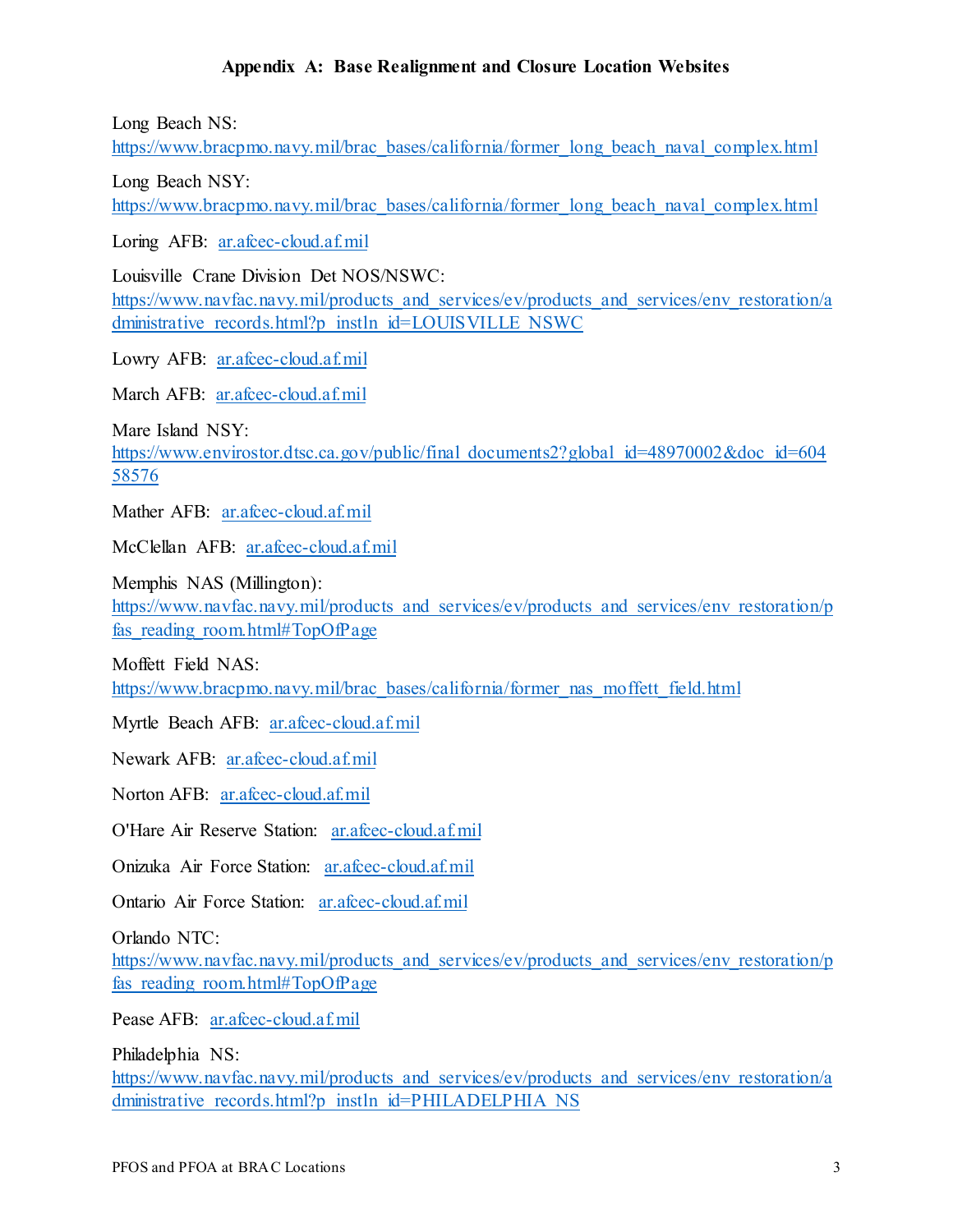## Appendix A: Base Realignment and Closure Location Websites

Long Beach NS:
https://www.bracpmo.navy.mil/brac_bases/california/former_long_beach_naval_complex.html

Long Beach NSY:
https://www.bracpmo.navy.mil/brac_bases/california/former_long_beach_naval_complex.html

Loring AFB: ar.afcec-cloud.af.mil

Louisville Crane Division Det NOS/NSWC:
https://www.navfac.navy.mil/products_and_services/ev/products_and_services/env_restoration/administrative_records.html?p_instln_id=LOUISVILLE_NSWC

Lowry AFB: ar.afcec-cloud.af.mil

March AFB: ar.afcec-cloud.af.mil

Mare Island NSY:
https://www.envirostor.dtsc.ca.gov/public/final_documents2?global_id=48970002&doc_id=60458576

Mather AFB: ar.afcec-cloud.af.mil

McClellan AFB: ar.afcec-cloud.af.mil

Memphis NAS (Millington):
https://www.navfac.navy.mil/products_and_services/ev/products_and_services/env_restoration/pfas_reading_room.html#TopOfPage

Moffett Field NAS:
https://www.bracpmo.navy.mil/brac_bases/california/former_nas_moffett_field.html

Myrtle Beach AFB: ar.afcec-cloud.af.mil

Newark AFB: ar.afcec-cloud.af.mil

Norton AFB: ar.afcec-cloud.af.mil

O'Hare Air Reserve Station: ar.afcec-cloud.af.mil

Onizuka Air Force Station: ar.afcec-cloud.af.mil

Ontario Air Force Station: ar.afcec-cloud.af.mil

Orlando NTC:
https://www.navfac.navy.mil/products_and_services/ev/products_and_services/env_restoration/pfas_reading_room.html#TopOfPage

Pease AFB: ar.afcec-cloud.af.mil

Philadelphia NS:
https://www.navfac.navy.mil/products_and_services/ev/products_and_services/env_restoration/administrative_records.html?p_instln_id=PHILADELPHIA_NS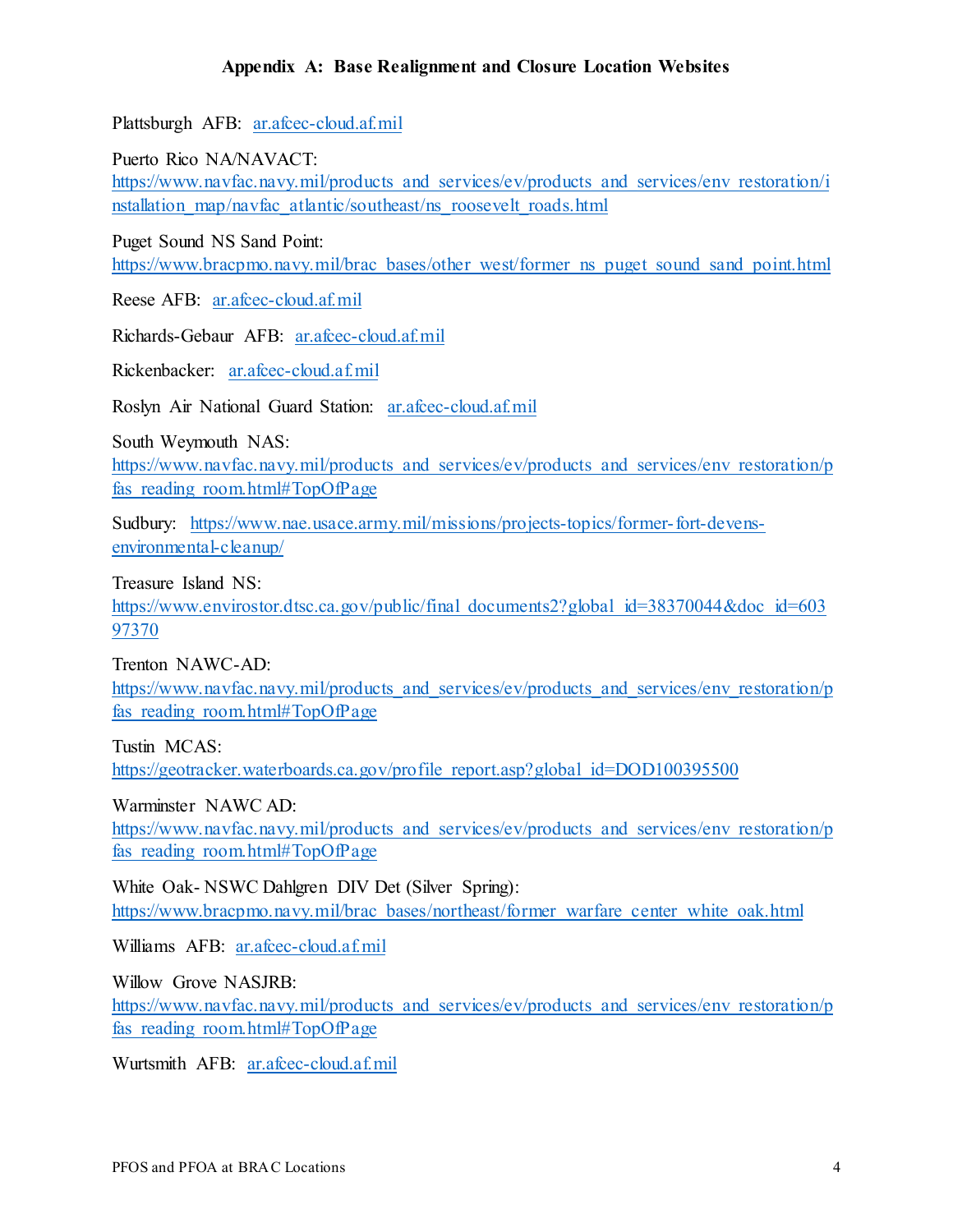**Appendix A: Base Realignment and Closure Location Websites**

Plattsburgh AFB: ar.afcec-cloud.af.mil

Puerto Rico NA/NAVACT:
https://www.navfac.navy.mil/products_and_services/ev/products_and_services/env_restoration/installation_map/navfac_atlantic/southeast/ns_roosevelt_roads.html

Puget Sound NS Sand Point:
https://www.bracpmo.navy.mil/brac_bases/other_west/former_ns_puget_sound_sand_point.html

Reese AFB: ar.afcec-cloud.af.mil

Richards-Gebaur AFB: ar.afcec-cloud.af.mil

Rickenbacker: ar.afcec-cloud.af.mil

Roslyn Air National Guard Station: ar.afcec-cloud.af.mil

South Weymouth NAS:
https://www.navfac.navy.mil/products_and_services/ev/products_and_services/env_restoration/pfas_reading_room.html#TopOfPage

Sudbury: https://www.nae.usace.army.mil/missions/projects-topics/former-fort-devens-environmental-cleanup/

Treasure Island NS:
https://www.envirostor.dtsc.ca.gov/public/final_documents2?global_id=38370044&doc_id=60397370

Trenton NAWC-AD:
https://www.navfac.navy.mil/products_and_services/ev/products_and_services/env_restoration/pfas_reading_room.html#TopOfPage

Tustin MCAS:
https://geotracker.waterboards.ca.gov/profile_report.asp?global_id=DOD100395500

Warminster NAWC AD:
https://www.navfac.navy.mil/products_and_services/ev/products_and_services/env_restoration/pfas_reading_room.html#TopOfPage

White Oak- NSWC Dahlgren DIV Det (Silver Spring):
https://www.bracpmo.navy.mil/brac_bases/northeast/former_warfare_center_white_oak.html

Williams AFB: ar.afcec-cloud.af.mil

Willow Grove NASJRB:
https://www.navfac.navy.mil/products_and_services/ev/products_and_services/env_restoration/pfas_reading_room.html#TopOfPage

Wurtsmith AFB: ar.afcec-cloud.af.mil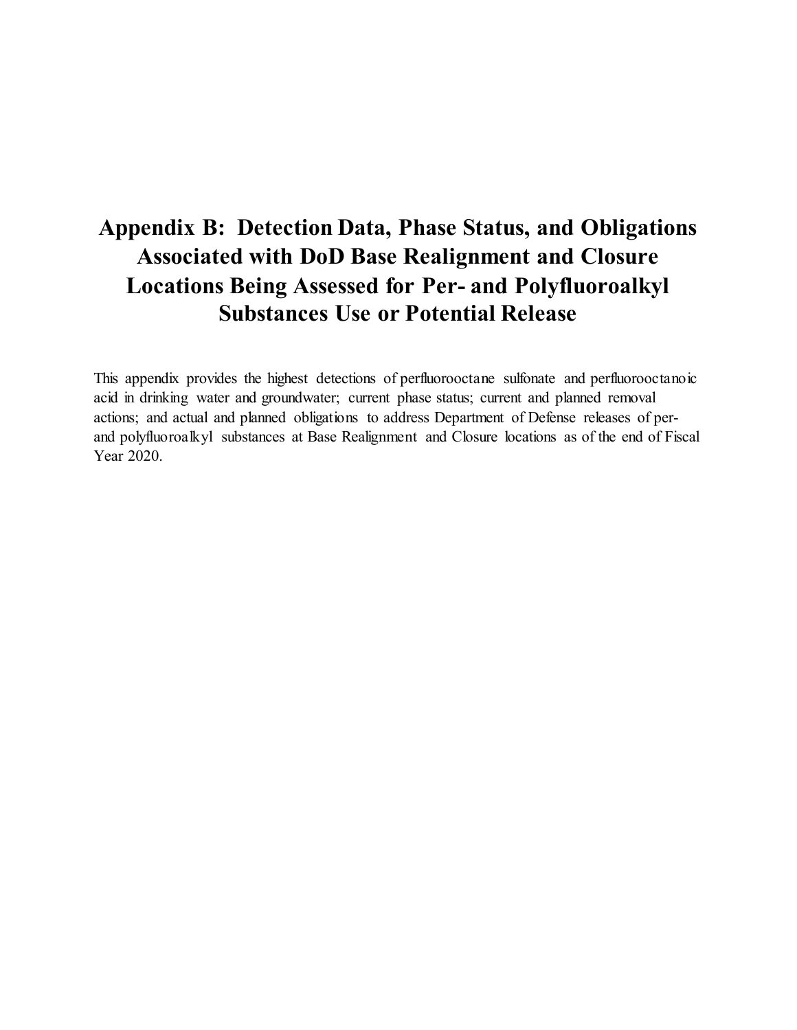# Appendix B: Detection Data, Phase Status, and Obligations Associated with DoD Base Realignment and Closure Locations Being Assessed for Per- and Polyfluoroalkyl Substances Use or Potential Release

This appendix provides the highest detections of perfluorooctane sulfonate and perfluorooctanoic acid in drinking water and groundwater; current phase status; current and planned removal actions; and actual and planned obligations to address Department of Defense releases of per- and polyfluoroalkyl substances at Base Realignment and Closure locations as of the end of Fiscal Year 2020.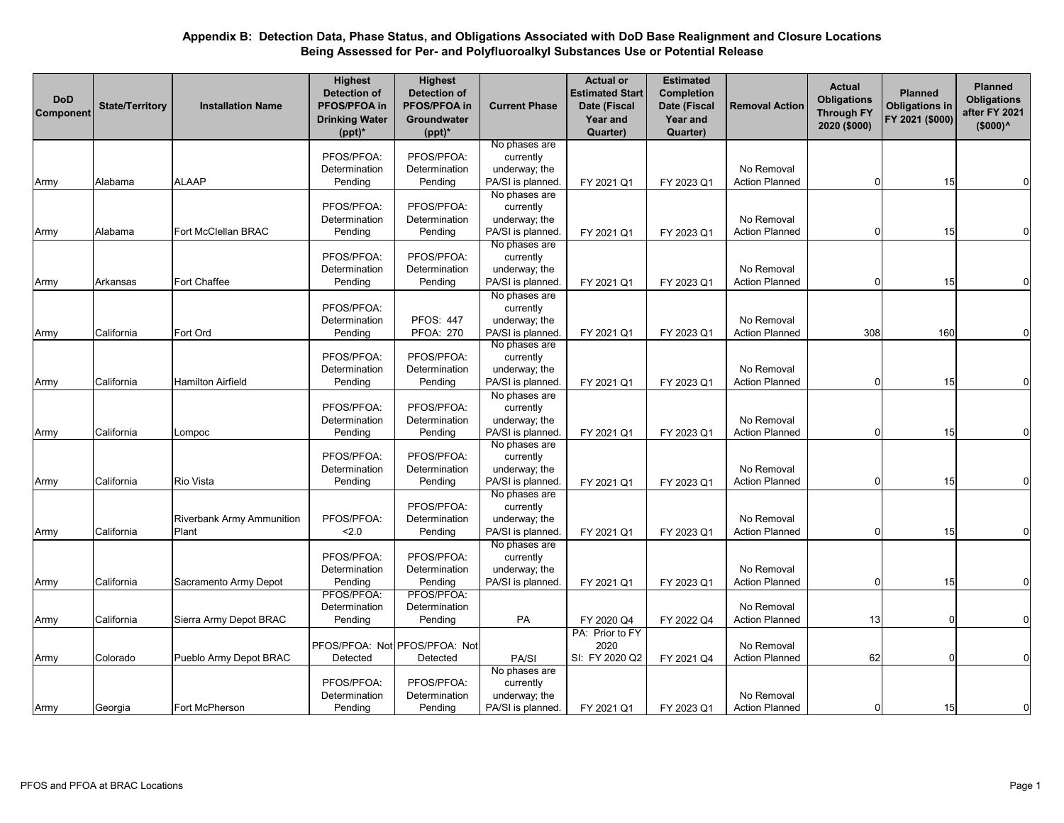## Appendix B: Detection Data, Phase Status, and Obligations Associated with DoD Base Realignment and Closure Locations Being Assessed for Per- and Polyfluoroalkyl Substances Use or Potential Release

| DoD Component | State/Territory | Installation Name | Highest Detection of PFOS/PFOA in Drinking Water (ppt)* | Highest Detection of PFOS/PFOA in Groundwater (ppt)* | Current Phase | Actual or Estimated Start Date (Fiscal Year and Quarter) | Estimated Completion Date (Fiscal Year and Quarter) | Removal Action | Actual Obligations Through FY 2020 ($000) | Planned Obligations in FY 2021 ($000) | Planned Obligations after FY 2021 ($000)^ |
|---|---|---|---|---|---|---|---|---|---|---|---|
| Army | Alabama | ALAAP | PFOS/PFOA: Determination Pending | PFOS/PFOA: Determination Pending | No phases are currently underway; the PA/SI is planned. | FY 2021 Q1 | FY 2023 Q1 | No Removal Action Planned | 0 | 15 | 0 |
| Army | Alabama | Fort McClellan BRAC | PFOS/PFOA: Determination Pending | PFOS/PFOA: Determination Pending | No phases are currently underway; the PA/SI is planned. | FY 2021 Q1 | FY 2023 Q1 | No Removal Action Planned | 0 | 15 | 0 |
| Army | Arkansas | Fort Chaffee | PFOS/PFOA: Determination Pending | PFOS/PFOA: Determination Pending | No phases are currently underway; the PA/SI is planned. | FY 2021 Q1 | FY 2023 Q1 | No Removal Action Planned | 0 | 15 | 0 |
| Army | California | Fort Ord | PFOS/PFOA: Determination Pending | PFOS: 447 PFOA: 270 | No phases are currently underway; the PA/SI is planned. | FY 2021 Q1 | FY 2023 Q1 | No Removal Action Planned | 308 | 160 | 0 |
| Army | California | Hamilton Airfield | PFOS/PFOA: Determination Pending | PFOS/PFOA: Determination Pending | No phases are currently underway; the PA/SI is planned. | FY 2021 Q1 | FY 2023 Q1 | No Removal Action Planned | 0 | 15 | 0 |
| Army | California | Lompoc | PFOS/PFOA: Determination Pending | PFOS/PFOA: Determination Pending | No phases are currently underway; the PA/SI is planned. | FY 2021 Q1 | FY 2023 Q1 | No Removal Action Planned | 0 | 15 | 0 |
| Army | California | Rio Vista | PFOS/PFOA: Determination Pending | PFOS/PFOA: Determination Pending | No phases are currently underway; the PA/SI is planned. | FY 2021 Q1 | FY 2023 Q1 | No Removal Action Planned | 0 | 15 | 0 |
| Army | California | Riverbank Army Ammunition Plant | PFOS/PFOA: <2.0 | PFOS/PFOA: Determination Pending | No phases are currently underway; the PA/SI is planned. | FY 2021 Q1 | FY 2023 Q1 | No Removal Action Planned | 0 | 15 | 0 |
| Army | California | Sacramento Army Depot | PFOS/PFOA: Determination Pending | PFOS/PFOA: Determination Pending | No phases are currently underway; the PA/SI is planned. | FY 2021 Q1 | FY 2023 Q1 | No Removal Action Planned | 0 | 15 | 0 |
| Army | California | Sierra Army Depot BRAC | PFOS/PFOA: Determination Pending | PFOS/PFOA: Determination Pending | PA | FY 2020 Q4 | FY 2022 Q4 | No Removal Action Planned | 13 | 0 | 0 |
| Army | Colorado | Pueblo Army Depot BRAC | PFOS/PFOA: Not Detected | PFOS/PFOA: Not Detected | PA/SI | PA: Prior to FY 2020 SI: FY 2020 Q2 | FY 2021 Q4 | No Removal Action Planned | 62 | 0 | 0 |
| Army | Georgia | Fort McPherson | PFOS/PFOA: Determination Pending | PFOS/PFOA: Determination Pending | No phases are currently underway; the PA/SI is planned. | FY 2021 Q1 | FY 2023 Q1 | No Removal Action Planned | 0 | 15 | 0 |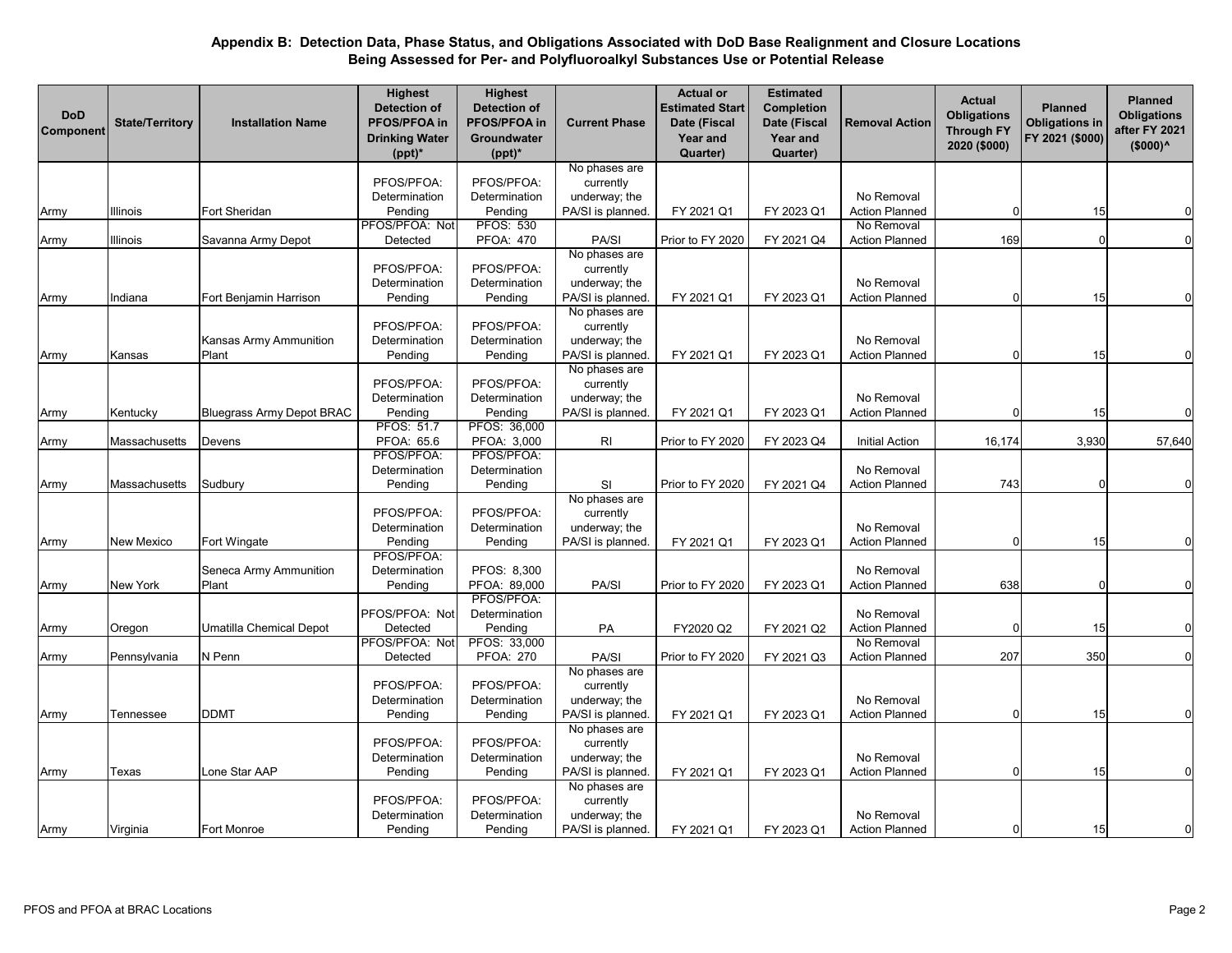## Appendix B: Detection Data, Phase Status, and Obligations Associated with DoD Base Realignment and Closure Locations Being Assessed for Per- and Polyfluoroalkyl Substances Use or Potential Release

| DoD Component | State/Territory | Installation Name | Highest Detection of PFOS/PFOA in Drinking Water (ppt)* | Highest Detection of PFOS/PFOA in Groundwater (ppt)* | Current Phase | Actual or Estimated Start Date (Fiscal Year and Quarter) | Estimated Completion Date (Fiscal Year and Quarter) | Removal Action | Actual Obligations Through FY 2020 ($000) | Planned Obligations in FY 2021 ($000) | Planned Obligations after FY 2021 ($000)^ |
|---|---|---|---|---|---|---|---|---|---|---|---|
| Army | Illinois | Fort Sheridan | PFOS/PFOA: Determination Pending | PFOS/PFOA: Determination Pending | No phases are currently underway; the PA/SI is planned. | FY 2021 Q1 | FY 2023 Q1 | No Removal Action Planned | 0 | 15 | 0 |
| Army | Illinois | Savanna Army Depot | PFOS/PFOA: Not Detected | PFOS: 530 PFOA: 470 | PA/SI | Prior to FY 2020 | FY 2021 Q4 | No Removal Action Planned | 169 | 0 | 0 |
| Army | Indiana | Fort Benjamin Harrison | PFOS/PFOA: Determination Pending | PFOS/PFOA: Determination Pending | No phases are currently underway; the PA/SI is planned. | FY 2021 Q1 | FY 2023 Q1 | No Removal Action Planned | 0 | 15 | 0 |
| Army | Kansas | Kansas Army Ammunition Plant | PFOS/PFOA: Determination Pending | PFOS/PFOA: Determination Pending | No phases are currently underway; the PA/SI is planned. | FY 2021 Q1 | FY 2023 Q1 | No Removal Action Planned | 0 | 15 | 0 |
| Army | Kentucky | Bluegrass Army Depot BRAC | PFOS/PFOA: Determination Pending | PFOS/PFOA: Determination Pending | No phases are currently underway; the PA/SI is planned. | FY 2021 Q1 | FY 2023 Q1 | No Removal Action Planned | 0 | 15 | 0 |
| Army | Massachusetts | Devens | PFOS: 51.7 PFOA: 65.6 | PFOS: 36,000 PFOA: 3,000 | RI | Prior to FY 2020 | FY 2023 Q4 | Initial Action | 16,174 | 3,930 | 57,640 |
| Army | Massachusetts | Sudbury | PFOS/PFOA: Determination Pending | PFOS/PFOA: Determination Pending | SI | Prior to FY 2020 | FY 2021 Q4 | No Removal Action Planned | 743 | 0 | 0 |
| Army | New Mexico | Fort Wingate | PFOS/PFOA: Determination Pending | PFOS/PFOA: Determination Pending | No phases are currently underway; the PA/SI is planned. | FY 2021 Q1 | FY 2023 Q1 | No Removal Action Planned | 0 | 15 | 0 |
| Army | New York | Seneca Army Ammunition Plant | PFOS/PFOA: Determination Pending | PFOS: 8,300 PFOA: 89,000 | PA/SI | Prior to FY 2020 | FY 2023 Q1 | No Removal Action Planned | 638 | 0 | 0 |
| Army | Oregon | Umatilla Chemical Depot | PFOS/PFOA: Not Detected | PFOS/PFOA: Determination Pending | PA | FY2020 Q2 | FY 2021 Q2 | No Removal Action Planned | 0 | 15 | 0 |
| Army | Pennsylvania | N Penn | PFOS/PFOA: Not Detected | PFOS: 33,000 PFOA: 270 | PA/SI | Prior to FY 2020 | FY 2021 Q3 | No Removal Action Planned | 207 | 350 | 0 |
| Army | Tennessee | DDMT | PFOS/PFOA: Determination Pending | PFOS/PFOA: Determination Pending | No phases are currently underway; the PA/SI is planned. | FY 2021 Q1 | FY 2023 Q1 | No Removal Action Planned | 0 | 15 | 0 |
| Army | Texas | Lone Star AAP | PFOS/PFOA: Determination Pending | PFOS/PFOA: Determination Pending | No phases are currently underway; the PA/SI is planned. | FY 2021 Q1 | FY 2023 Q1 | No Removal Action Planned | 0 | 15 | 0 |
| Army | Virginia | Fort Monroe | PFOS/PFOA: Determination Pending | PFOS/PFOA: Determination Pending | No phases are currently underway; the PA/SI is planned. | FY 2021 Q1 | FY 2023 Q1 | No Removal Action Planned | 0 | 15 | 0 |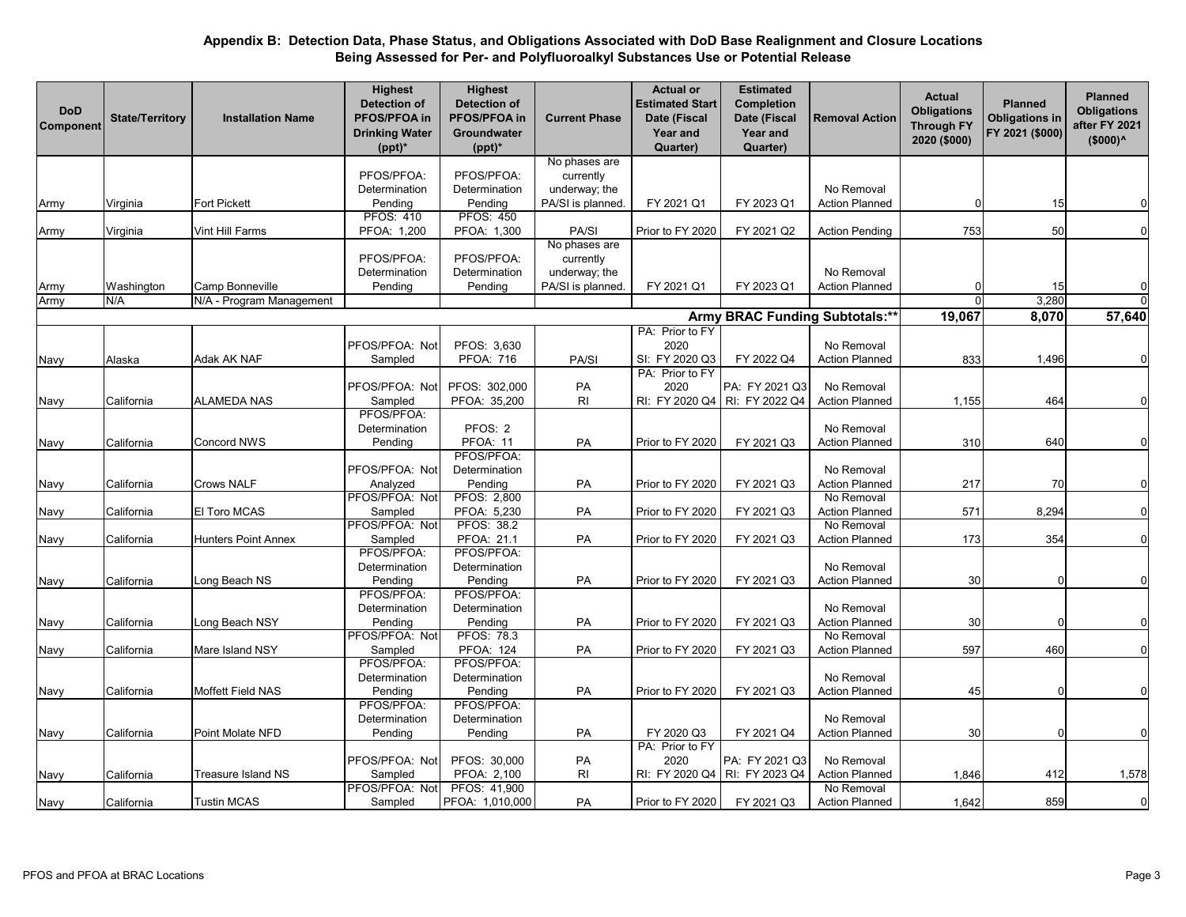## Appendix B: Detection Data, Phase Status, and Obligations Associated with DoD Base Realignment and Closure Locations Being Assessed for Per- and Polyfluoroalkyl Substances Use or Potential Release

| DoD Component | State/Territory | Installation Name | Highest Detection of PFOS/PFOA in Drinking Water (ppt)* | Highest Detection of PFOS/PFOA in Groundwater (ppt)* | Current Phase | Actual or Estimated Start Date (Fiscal Year and Quarter) | Estimated Completion Date (Fiscal Year and Quarter) | Removal Action | Actual Obligations Through FY 2020 ($000) | Planned Obligations in FY 2021 ($000) | Planned Obligations after FY 2021 ($000)^ |
|---|---|---|---|---|---|---|---|---|---|---|---|
| Army | Virginia | Fort Pickett | PFOS/PFOA: Determination Pending | PFOS/PFOA: Determination Pending | No phases are currently underway; the PA/SI is planned. | FY 2021 Q1 | FY 2023 Q1 | No Removal Action Planned | 0 | 15 | 0 |
| Army | Virginia | Vint Hill Farms | PFOS: 410 PFOA: 1,200 | PFOS: 450 PFOA: 1,300 | PA/SI | Prior to FY 2020 | FY 2021 Q2 | Action Pending | 753 | 50 | 0 |
| Army | Washington | Camp Bonneville | PFOS/PFOA: Determination Pending | PFOS/PFOA: Determination Pending | No phases are currently underway; the PA/SI is planned. | FY 2021 Q1 | FY 2023 Q1 | No Removal Action Planned | 0 | 15 | 0 |
| Army | N/A | N/A - Program Management | | | | | | | 0 | 3,280 | 0 |
| | | | | | | | | **Army BRAC Funding Subtotals:**** | **19,067** | **8,070** | **57,640** |
| Navy | Alaska | Adak AK NAF | PFOS/PFOA: Not Sampled | PFOS: 3,630 PFOA: 716 | PA/SI | PA: Prior to FY 2020 SI: FY 2020 Q3 | FY 2022 Q4 | No Removal Action Planned | 833 | 1,496 | 0 |
| Navy | California | ALAMEDA NAS | PFOS/PFOA: Not Sampled | PFOS: 302,000 PFOA: 35,200 | PA RI | PA: Prior to FY 2020 RI: FY 2020 Q4 | PA: FY 2021 Q3 RI: FY 2022 Q4 | No Removal Action Planned | 1,155 | 464 | 0 |
| Navy | California | Concord NWS | PFOS/PFOA: Determination Pending | PFOS: 2 PFOA: 11 | PA | Prior to FY 2020 | FY 2021 Q3 | No Removal Action Planned | 310 | 640 | 0 |
| Navy | California | Crows NALF | PFOS/PFOA: Not Analyzed | PFOS/PFOA: Determination Pending | PA | Prior to FY 2020 | FY 2021 Q3 | No Removal Action Planned | 217 | 70 | 0 |
| Navy | California | El Toro MCAS | PFOS/PFOA: Not Sampled | PFOS: 2,800 PFOA: 5,230 | PA | Prior to FY 2020 | FY 2021 Q3 | No Removal Action Planned | 571 | 8,294 | 0 |
| Navy | California | Hunters Point Annex | PFOS/PFOA: Not Sampled | PFOS: 38.2 PFOA: 21.1 | PA | Prior to FY 2020 | FY 2021 Q3 | No Removal Action Planned | 173 | 354 | 0 |
| Navy | California | Long Beach NS | PFOS/PFOA: Determination Pending | PFOS/PFOA: Determination Pending | PA | Prior to FY 2020 | FY 2021 Q3 | No Removal Action Planned | 30 | 0 | 0 |
| Navy | California | Long Beach NSY | PFOS/PFOA: Determination Pending | PFOS/PFOA: Determination Pending | PA | Prior to FY 2020 | FY 2021 Q3 | No Removal Action Planned | 30 | 0 | 0 |
| Navy | California | Mare Island NSY | PFOS/PFOA: Not Sampled | PFOS: 78.3 PFOA: 124 | PA | Prior to FY 2020 | FY 2021 Q3 | No Removal Action Planned | 597 | 460 | 0 |
| Navy | California | Moffett Field NAS | PFOS/PFOA: Determination Pending | PFOS/PFOA: Determination Pending | PA | Prior to FY 2020 | FY 2021 Q3 | No Removal Action Planned | 45 | 0 | 0 |
| Navy | California | Point Molate NFD | PFOS/PFOA: Determination Pending | PFOS/PFOA: Determination Pending | PA | FY 2020 Q3 | FY 2021 Q4 | No Removal Action Planned | 30 | 0 | 0 |
| Navy | California | Treasure Island NS | PFOS/PFOA: Not Sampled | PFOS: 30,000 PFOA: 2,100 | PA RI | PA: Prior to FY 2020 RI: FY 2020 Q4 | PA: FY 2021 Q3 RI: FY 2023 Q4 | No Removal Action Planned | 1,846 | 412 | 1,578 |
| Navy | California | Tustin MCAS | PFOS/PFOA: Not Sampled | PFOS: 41,900 PFOA: 1,010,000 | PA | Prior to FY 2020 | FY 2021 Q3 | No Removal Action Planned | 1,642 | 859 | 0 |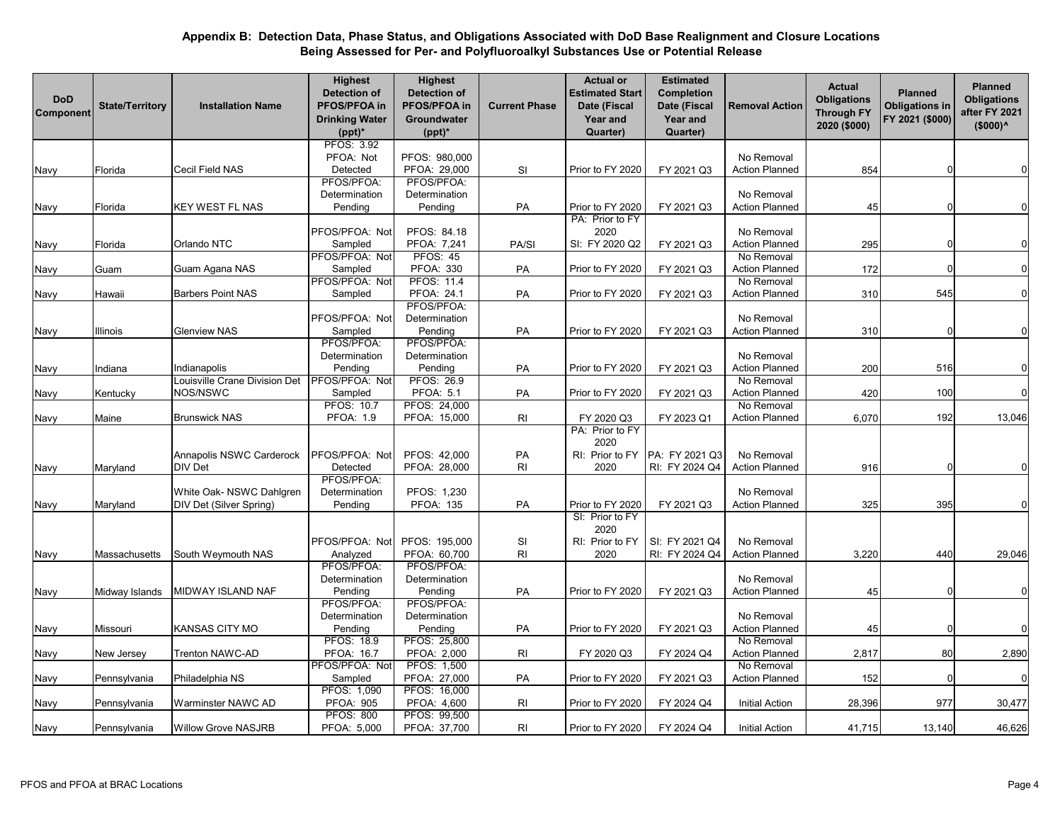## Appendix B: Detection Data, Phase Status, and Obligations Associated with DoD Base Realignment and Closure Locations Being Assessed for Per- and Polyfluoroalkyl Substances Use or Potential Release

| DoD Component | State/Territory | Installation Name | Highest Detection of PFOS/PFOA in Drinking Water (ppt)* | Highest Detection of PFOS/PFOA in Groundwater (ppt)* | Current Phase | Actual or Estimated Start Date (Fiscal Year and Quarter) | Estimated Completion Date (Fiscal Year and Quarter) | Removal Action | Actual Obligations Through FY 2020 ($000) | Planned Obligations in FY 2021 ($000) | Planned Obligations after FY 2021 ($000)^ |
|---|---|---|---|---|---|---|---|---|---|---|---|
| Navy | Florida | Cecil Field NAS | PFOS: 3.92 PFOA: Not Detected | PFOS: 980,000 PFOA: 29,000 | SI | Prior to FY 2020 | FY 2021 Q3 | No Removal Action Planned | 854 | 0 | 0 |
| Navy | Florida | KEY WEST FL NAS | PFOS/PFOA: Determination Pending | PFOS/PFOA: Determination Pending | PA | Prior to FY 2020 | FY 2021 Q3 | No Removal Action Planned | 45 | 0 | 0 |
| Navy | Florida | Orlando NTC | PFOS/PFOA: Not Sampled | PFOS: 84.18 PFOA: 7,241 | PA/SI | PA: Prior to FY 2020 SI: FY 2020 Q2 | FY 2021 Q3 | No Removal Action Planned | 295 | 0 | 0 |
| Navy | Guam | Guam Agana NAS | PFOS/PFOA: Not Sampled | PFOS: 45 PFOA: 330 | PA | Prior to FY 2020 | FY 2021 Q3 | No Removal Action Planned | 172 | 0 | 0 |
| Navy | Hawaii | Barbers Point NAS | PFOS/PFOA: Not Sampled | PFOS: 11.4 PFOA: 24.1 | PA | Prior to FY 2020 | FY 2021 Q3 | No Removal Action Planned | 310 | 545 | 0 |
| Navy | Illinois | Glenview NAS | PFOS/PFOA: Not Sampled | PFOS/PFOA: Determination Pending | PA | Prior to FY 2020 | FY 2021 Q3 | No Removal Action Planned | 310 | 0 | 0 |
| Navy | Indiana | Indianapolis | PFOS/PFOA: Determination Pending | PFOS/PFOA: Determination Pending | PA | Prior to FY 2020 | FY 2021 Q3 | No Removal Action Planned | 200 | 516 | 0 |
| Navy | Kentucky | Louisville Crane Division Det NOS/NSWC | PFOS/PFOA: Not Sampled | PFOS: 26.9 PFOA: 5.1 | PA | Prior to FY 2020 | FY 2021 Q3 | No Removal Action Planned | 420 | 100 | 0 |
| Navy | Maine | Brunswick NAS | PFOS: 10.7 PFOA: 1.9 | PFOS: 24,000 PFOA: 15,000 | RI | FY 2020 Q3 | FY 2023 Q1 | No Removal Action Planned | 6,070 | 192 | 13,046 |
| Navy | Maryland | Annapolis NSWC Carderock DIV Det | PFOS/PFOA: Not Detected | PFOS: 42,000 PFOA: 28,000 | PA RI | PA: Prior to FY 2020 RI: Prior to FY 2020 | PA: FY 2021 Q3 RI: FY 2024 Q4 | No Removal Action Planned | 916 | 0 | 0 |
| Navy | Maryland | White Oak- NSWC Dahlgren DIV Det (Silver Spring) | PFOS/PFOA: Determination Pending | PFOS: 1,230 PFOA: 135 | PA | Prior to FY 2020 | FY 2021 Q3 | No Removal Action Planned | 325 | 395 | 0 |
| Navy | Massachusetts | South Weymouth NAS | PFOS/PFOA: Not Analyzed | PFOS: 195,000 PFOA: 60,700 | SI RI | SI: Prior to FY 2020 RI: Prior to FY 2020 | SI: FY 2021 Q4 RI: FY 2024 Q4 | No Removal Action Planned | 3,220 | 440 | 29,046 |
| Navy | Midway Islands | MIDWAY ISLAND NAF | PFOS/PFOA: Determination Pending | PFOS/PFOA: Determination Pending | PA | Prior to FY 2020 | FY 2021 Q3 | No Removal Action Planned | 45 | 0 | 0 |
| Navy | Missouri | KANSAS CITY MO | PFOS/PFOA: Determination Pending | PFOS/PFOA: Determination Pending | PA | Prior to FY 2020 | FY 2021 Q3 | No Removal Action Planned | 45 | 0 | 0 |
| Navy | New Jersey | Trenton NAWC-AD | PFOS: 18.9 PFOA: 16.7 | PFOS: 25,800 PFOA: 2,000 | RI | FY 2020 Q3 | FY 2024 Q4 | No Removal Action Planned | 2,817 | 80 | 2,890 |
| Navy | Pennsylvania | Philadelphia NS | PFOS/PFOA: Not Sampled | PFOS: 1,500 PFOA: 27,000 | PA | Prior to FY 2020 | FY 2021 Q3 | No Removal Action Planned | 152 | 0 | 0 |
| Navy | Pennsylvania | Warminster NAWC AD | PFOS: 1,090 PFOA: 905 | PFOS: 16,000 PFOA: 4,600 | RI | Prior to FY 2020 | FY 2024 Q4 | Initial Action | 28,396 | 977 | 30,477 |
| Navy | Pennsylvania | Willow Grove NASJRB | PFOS: 800 PFOA: 5,000 | PFOS: 99,500 PFOA: 37,700 | RI | Prior to FY 2020 | FY 2024 Q4 | Initial Action | 41,715 | 13,140 | 46,626 |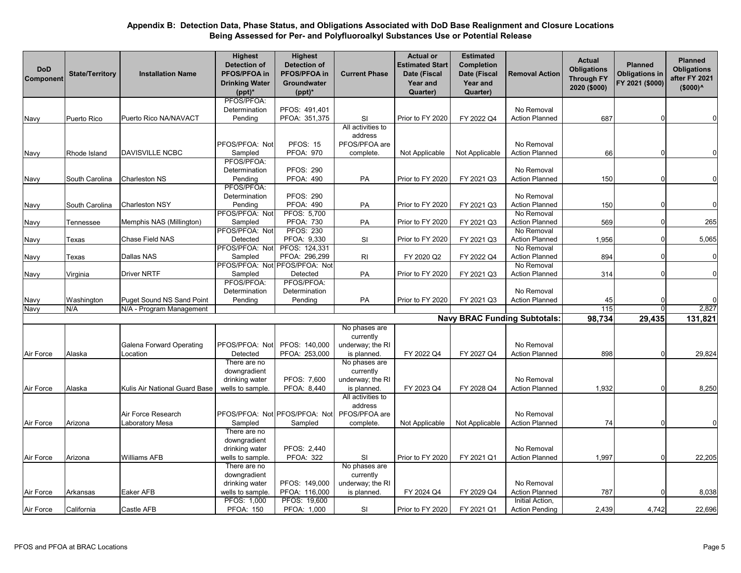## Appendix B: Detection Data, Phase Status, and Obligations Associated with DoD Base Realignment and Closure Locations Being Assessed for Per- and Polyfluoroalkyl Substances Use or Potential Release

| DoD Component | State/Territory | Installation Name | Highest Detection of PFOS/PFOA in Drinking Water (ppt)* | Highest Detection of PFOS/PFOA in Groundwater (ppt)* | Current Phase | Actual or Estimated Start Date (Fiscal Year and Quarter) | Estimated Completion Date (Fiscal Year and Quarter) | Removal Action | Actual Obligations Through FY 2020 ($000) | Planned Obligations in FY 2021 ($000) | Planned Obligations after FY 2021 ($000)^ |
|---|---|---|---|---|---|---|---|---|---|---|---|
| Navy | Puerto Rico | Puerto Rico NA/NAVACT | PFOS/PFOA: Determination Pending | PFOS: 491,401 PFOA: 351,375 | SI | Prior to FY 2020 | FY 2022 Q4 | No Removal Action Planned | 687 | 0 | 0 |
| Navy | Rhode Island | DAVISVILLE NCBC | PFOS/PFOA: Not Sampled | PFOS: 15 PFOA: 970 | All activities to address PFOS/PFOA are complete. | Not Applicable | Not Applicable | No Removal Action Planned | 66 | 0 | 0 |
| Navy | South Carolina | Charleston NS | PFOS/PFOA: Determination Pending | PFOS: 290 PFOA: 490 | PA | Prior to FY 2020 | FY 2021 Q3 | No Removal Action Planned | 150 | 0 | 0 |
| Navy | South Carolina | Charleston NSY | PFOS/PFOA: Determination Pending | PFOS: 290 PFOA: 490 | PA | Prior to FY 2020 | FY 2021 Q3 | No Removal Action Planned | 150 | 0 | 0 |
| Navy | Tennessee | Memphis NAS (Millington) | PFOS/PFOA: Not Sampled | PFOS: 5,700 PFOA: 730 | PA | Prior to FY 2020 | FY 2021 Q3 | No Removal Action Planned | 569 | 0 | 265 |
| Navy | Texas | Chase Field NAS | PFOS/PFOA: Not Detected | PFOS: 230 PFOA: 9,330 | SI | Prior to FY 2020 | FY 2021 Q3 | No Removal Action Planned | 1,956 | 0 | 5,065 |
| Navy | Texas | Dallas NAS | PFOS/PFOA: Not Sampled | PFOS: 124,331 PFOA: 296,299 | RI | FY 2020 Q2 | FY 2022 Q4 | No Removal Action Planned | 894 | 0 | 0 |
| Navy | Virginia | Driver NRTF | PFOS/PFOA: Not Sampled | PFOS/PFOA: Not Detected | PA | Prior to FY 2020 | FY 2021 Q3 | No Removal Action Planned | 314 | 0 | 0 |
| Navy | Washington | Puget Sound NS Sand Point | PFOS/PFOA: Determination Pending | PFOS/PFOA: Determination Pending | PA | Prior to FY 2020 | FY 2021 Q3 | No Removal Action Planned | 45 | 0 | 0 |
| Navy | N/A | N/A - Program Management | | | | | | | 115 | 0 | 2,827 |
| | | | | | | | **Navy BRAC Funding Subtotals:** | | **98,734** | **29,435** | **131,821** |
| Air Force | Alaska | Galena Forward Operating Location | PFOS/PFOA: Not Detected | PFOS: 140,000 PFOA: 253,000 | No phases are currently underway; the RI is planned. | FY 2022 Q4 | FY 2027 Q4 | No Removal Action Planned | 898 | 0 | 29,824 |
| Air Force | Alaska | Kulis Air National Guard Base | There are no downgradient drinking water wells to sample. | PFOS: 7,600 PFOA: 8,440 | No phases are currently underway; the RI is planned. | FY 2023 Q4 | FY 2028 Q4 | No Removal Action Planned | 1,932 | 0 | 8,250 |
| Air Force | Arizona | Air Force Research Laboratory Mesa | PFOS/PFOA: Not Sampled | PFOS/PFOA: Not Sampled | All activities to address PFOS/PFOA are complete. | Not Applicable | Not Applicable | No Removal Action Planned | 74 | 0 | 0 |
| Air Force | Arizona | Williams AFB | There are no downgradient drinking water wells to sample. | PFOS: 2,440 PFOA: 322 | SI | Prior to FY 2020 | FY 2021 Q1 | No Removal Action Planned | 1,997 | 0 | 22,205 |
| Air Force | Arkansas | Eaker AFB | There are no downgradient drinking water wells to sample. | PFOS: 149,000 PFOA: 116,000 | No phases are currently underway; the RI is planned. | FY 2024 Q4 | FY 2029 Q4 | No Removal Action Planned | 787 | 0 | 8,038 |
| Air Force | California | Castle AFB | PFOS: 1,000 PFOA: 150 | PFOS: 19,600 PFOA: 1,000 | SI | Prior to FY 2020 | FY 2021 Q1 | Initial Action, Action Pending | 2,439 | 4,742 | 22,696 |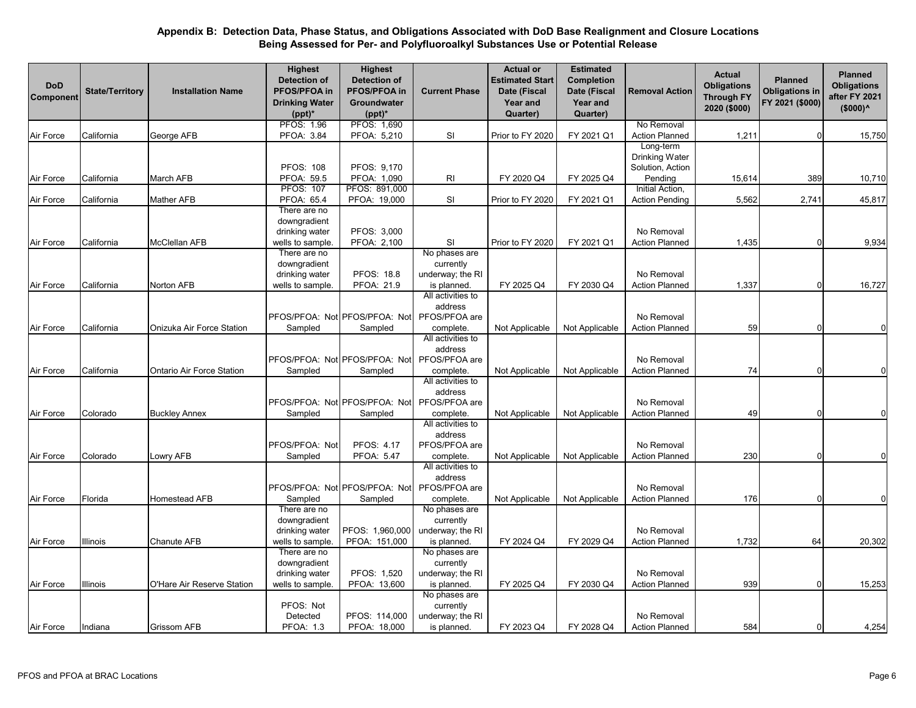## Appendix B: Detection Data, Phase Status, and Obligations Associated with DoD Base Realignment and Closure Locations Being Assessed for Per- and Polyfluoroalkyl Substances Use or Potential Release

| DoD Component | State/Territory | Installation Name | Highest Detection of PFOS/PFOA in Drinking Water (ppt)* | Highest Detection of PFOS/PFOA in Groundwater (ppt)* | Current Phase | Actual or Estimated Start Date (Fiscal Year and Quarter) | Estimated Completion Date (Fiscal Year and Quarter) | Removal Action | Actual Obligations Through FY 2020 ($000) | Planned Obligations in FY 2021 ($000) | Planned Obligations after FY 2021 ($000)^ |
|---|---|---|---|---|---|---|---|---|---|---|---|
| Air Force | California | George AFB | PFOS: 1.96 PFOA: 3.84 | PFOS: 1,690 PFOA: 5,210 | SI | Prior to FY 2020 | FY 2021 Q1 | No Removal Action Planned | 1,211 | 0 | 15,750 |
| Air Force | California | March AFB | PFOS: 108 PFOA: 59.5 | PFOS: 9,170 PFOA: 1,090 | RI | FY 2020 Q4 | FY 2025 Q4 | Long-term Drinking Water Solution, Action Pending | 15,614 | 389 | 10,710 |
| Air Force | California | Mather AFB | PFOS: 107 PFOA: 65.4 | PFOS: 891,000 PFOA: 19,000 | SI | Prior to FY 2020 | FY 2021 Q1 | Initial Action, Action Pending | 5,562 | 2,741 | 45,817 |
| Air Force | California | McClellan AFB | There are no downgradient drinking water wells to sample. | PFOS: 3,000 PFOA: 2,100 | SI | Prior to FY 2020 | FY 2021 Q1 | No Removal Action Planned | 1,435 | 0 | 9,934 |
| Air Force | California | Norton AFB | There are no downgradient drinking water wells to sample. | PFOS: 18.8 PFOA: 21.9 | No phases are currently underway; the RI is planned. | FY 2025 Q4 | FY 2030 Q4 | No Removal Action Planned | 1,337 | 0 | 16,727 |
| Air Force | California | Onizuka Air Force Station | PFOS/PFOA: Not Sampled | PFOS/PFOA: Not Sampled | All activities to address PFOS/PFOA are complete. | Not Applicable | Not Applicable | No Removal Action Planned | 59 | 0 | 0 |
| Air Force | California | Ontario Air Force Station | PFOS/PFOA: Not Sampled | PFOS/PFOA: Not Sampled | All activities to address PFOS/PFOA are complete. | Not Applicable | Not Applicable | No Removal Action Planned | 74 | 0 | 0 |
| Air Force | Colorado | Buckley Annex | PFOS/PFOA: Not Sampled | PFOS/PFOA: Not Sampled | All activities to address PFOS/PFOA are complete. | Not Applicable | Not Applicable | No Removal Action Planned | 49 | 0 | 0 |
| Air Force | Colorado | Lowry AFB | PFOS/PFOA: Not Sampled | PFOS: 4.17 PFOA: 5.47 | All activities to address PFOS/PFOA are complete. | Not Applicable | Not Applicable | No Removal Action Planned | 230 | 0 | 0 |
| Air Force | Florida | Homestead AFB | PFOS/PFOA: Not Sampled | PFOS/PFOA: Not Sampled | All activities to address PFOS/PFOA are complete. | Not Applicable | Not Applicable | No Removal Action Planned | 176 | 0 | 0 |
| Air Force | Illinois | Chanute AFB | There are no downgradient drinking water wells to sample. | PFOS: 1,960,000 PFOA: 151,000 | No phases are currently underway; the RI is planned. | FY 2024 Q4 | FY 2029 Q4 | No Removal Action Planned | 1,732 | 64 | 20,302 |
| Air Force | Illinois | O'Hare Air Reserve Station | There are no downgradient drinking water wells to sample. | PFOS: 1,520 PFOA: 13,600 | No phases are currently underway; the RI is planned. | FY 2025 Q4 | FY 2030 Q4 | No Removal Action Planned | 939 | 0 | 15,253 |
| Air Force | Indiana | Grissom AFB | PFOS: Not Detected PFOA: 1.3 | PFOS: 114,000 PFOA: 18,000 | No phases are currently underway; the RI is planned. | FY 2023 Q4 | FY 2028 Q4 | No Removal Action Planned | 584 | 0 | 4,254 |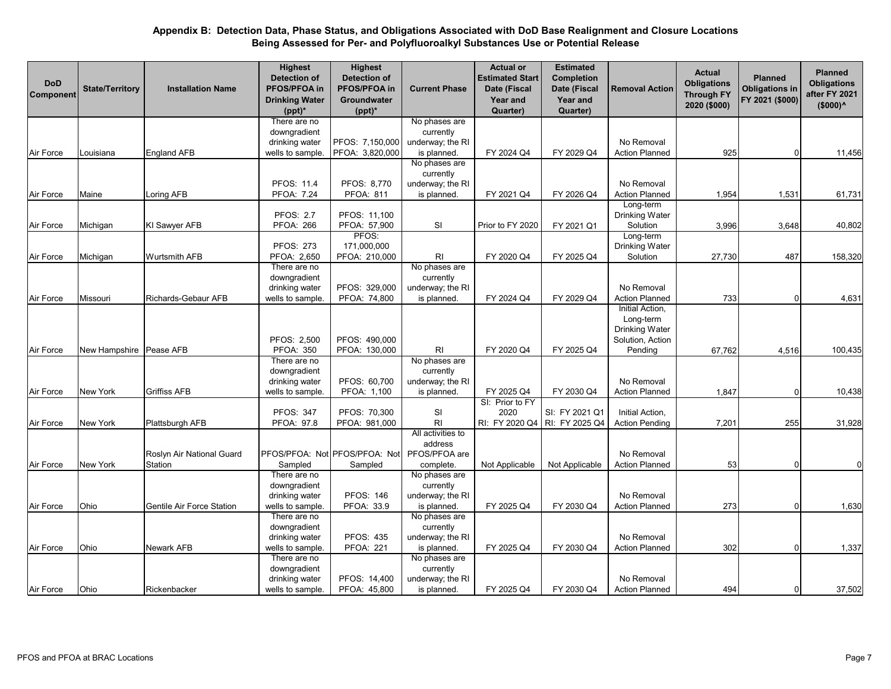## Appendix B: Detection Data, Phase Status, and Obligations Associated with DoD Base Realignment and Closure Locations Being Assessed for Per- and Polyfluoroalkyl Substances Use or Potential Release

| DoD Component | State/Territory | Installation Name | Highest Detection of PFOS/PFOA in Drinking Water (ppt)* | Highest Detection of PFOS/PFOA in Groundwater (ppt)* | Current Phase | Actual or Estimated Start Date (Fiscal Year and Quarter) | Estimated Completion Date (Fiscal Year and Quarter) | Removal Action | Actual Obligations Through FY 2020 ($000) | Planned Obligations in FY 2021 ($000) | Planned Obligations after FY 2021 ($000)^ |
|---|---|---|---|---|---|---|---|---|---|---|---|
| Air Force | Louisiana | England AFB | There are no downgradient drinking water wells to sample. | PFOS: 7,150,000 PFOA: 3,820,000 | No phases are currently underway; the RI is planned. | FY 2024 Q4 | FY 2029 Q4 | No Removal Action Planned | 925 | 0 | 11,456 |
| Air Force | Maine | Loring AFB | PFOS: 11.4 PFOA: 7.24 | PFOS: 8,770 PFOA: 811 | No phases are currently underway; the RI is planned. | FY 2021 Q4 | FY 2026 Q4 | No Removal Action Planned | 1,954 | 1,531 | 61,731 |
| Air Force | Michigan | KI Sawyer AFB | PFOS: 2.7 PFOA: 266 | PFOS: 11,100 PFOA: 57,900 | SI | Prior to FY 2020 | FY 2021 Q1 | Long-term Drinking Water Solution | 3,996 | 3,648 | 40,802 |
| Air Force | Michigan | Wurtsmith AFB | PFOS: 273 PFOA: 2,650 | PFOS: 171,000,000 PFOA: 210,000 | RI | FY 2020 Q4 | FY 2025 Q4 | Long-term Drinking Water Solution | 27,730 | 487 | 158,320 |
| Air Force | Missouri | Richards-Gebaur AFB | There are no downgradient drinking water wells to sample. | PFOS: 329,000 PFOA: 74,800 | No phases are currently underway; the RI is planned. | FY 2024 Q4 | FY 2029 Q4 | No Removal Action Planned | 733 | 0 | 4,631 |
| Air Force | New Hampshire | Pease AFB | PFOS: 2,500 PFOA: 350 | PFOS: 490,000 PFOA: 130,000 | RI | FY 2020 Q4 | FY 2025 Q4 | Initial Action, Long-term Drinking Water Solution, Action Pending | 67,762 | 4,516 | 100,435 |
| Air Force | New York | Griffiss AFB | There are no downgradient drinking water wells to sample. | PFOS: 60,700 PFOA: 1,100 | No phases are currently underway; the RI is planned. | FY 2025 Q4 | FY 2030 Q4 | No Removal Action Planned | 1,847 | 0 | 10,438 |
| Air Force | New York | Plattsburgh AFB | PFOS: 347 PFOA: 97.8 | PFOS: 70,300 PFOA: 981,000 | SI RI | SI: Prior to FY 2020 RI: FY 2020 Q4 | SI: FY 2021 Q1 RI: FY 2025 Q4 | Initial Action, Action Pending | 7,201 | 255 | 31,928 |
| Air Force | New York | Roslyn Air National Guard Station | PFOS/PFOA: Not Sampled | PFOS/PFOA: Not Sampled | All activities to address PFOS/PFOA are complete. | Not Applicable | Not Applicable | No Removal Action Planned | 53 | 0 | 0 |
| Air Force | Ohio | Gentile Air Force Station | There are no downgradient drinking water wells to sample. | PFOS: 146 PFOA: 33.9 | No phases are currently underway; the RI is planned. | FY 2025 Q4 | FY 2030 Q4 | No Removal Action Planned | 273 | 0 | 1,630 |
| Air Force | Ohio | Newark AFB | There are no downgradient drinking water wells to sample. | PFOS: 435 PFOA: 221 | No phases are currently underway; the RI is planned. | FY 2025 Q4 | FY 2030 Q4 | No Removal Action Planned | 302 | 0 | 1,337 |
| Air Force | Ohio | Rickenbacker | There are no downgradient drinking water wells to sample. | PFOS: 14,400 PFOA: 45,800 | No phases are currently underway; the RI is planned. | FY 2025 Q4 | FY 2030 Q4 | No Removal Action Planned | 494 | 0 | 37,502 |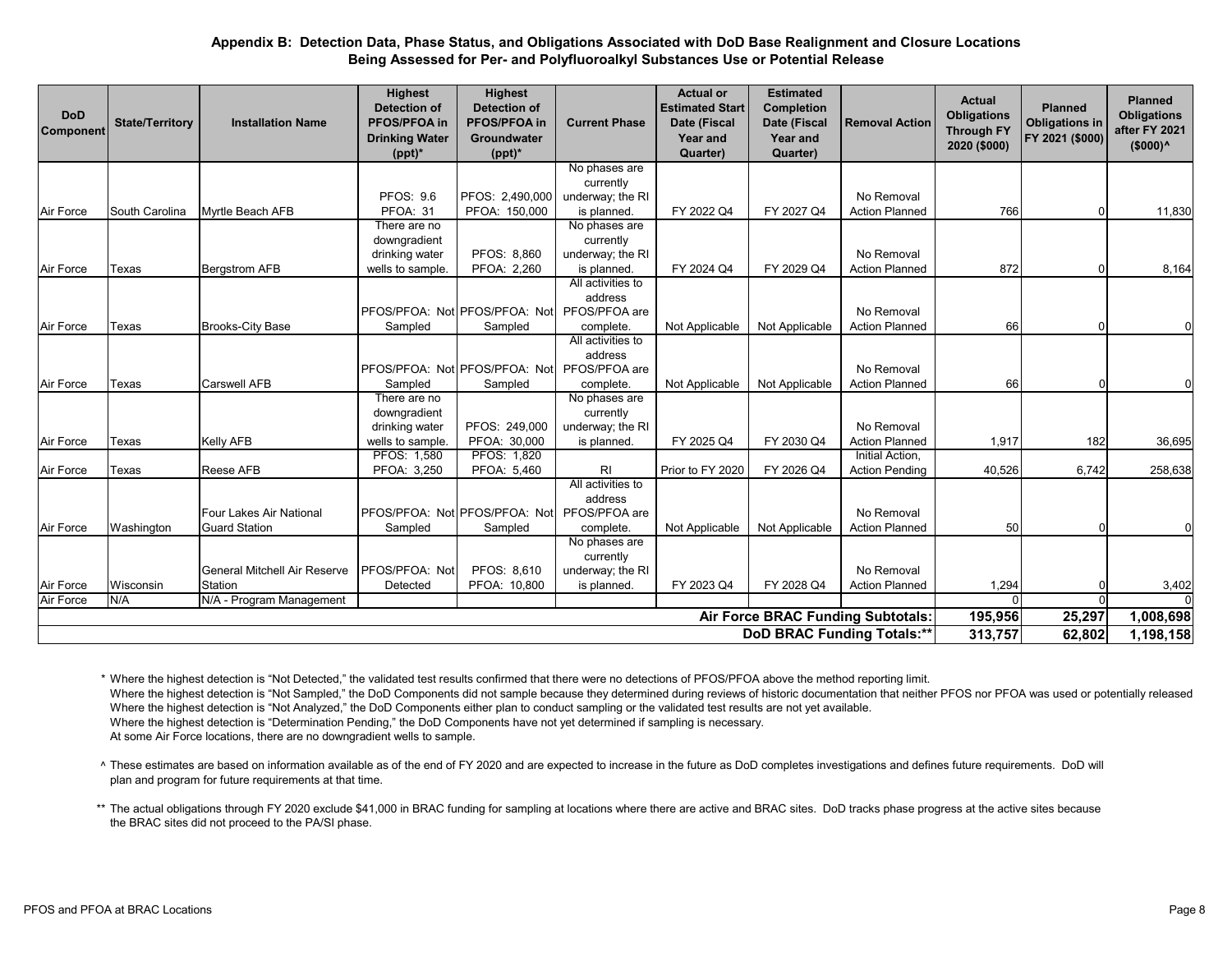### Appendix B: Detection Data, Phase Status, and Obligations Associated with DoD Base Realignment and Closure Locations Being Assessed for Per- and Polyfluoroalkyl Substances Use or Potential Release

| DoD Component | State/Territory | Installation Name | Highest Detection of PFOS/PFOA in Drinking Water (ppt)* | Highest Detection of PFOS/PFOA in Groundwater (ppt)* | Current Phase | Actual or Estimated Start Date (Fiscal Year and Quarter) | Estimated Completion Date (Fiscal Year and Quarter) | Removal Action | Actual Obligations Through FY 2020 ($000) | Planned Obligations in FY 2021 ($000) | Planned Obligations after FY 2021 ($000)^ |
|---|---|---|---|---|---|---|---|---|---|---|---|
| Air Force | South Carolina | Myrtle Beach AFB | PFOS: 9.6 PFOA: 31 | PFOS: 2,490,000 PFOA: 150,000 | No phases are currently underway; the RI is planned. | FY 2022 Q4 | FY 2027 Q4 | No Removal Action Planned | 766 | 0 | 11,830 |
| Air Force | Texas | Bergstrom AFB | There are no downgradient drinking water wells to sample. | PFOS: 8,860 PFOA: 2,260 | No phases are currently underway; the RI is planned. | FY 2024 Q4 | FY 2029 Q4 | No Removal Action Planned | 872 | 0 | 8,164 |
| Air Force | Texas | Brooks-City Base | PFOS/PFOA: Not Sampled | PFOS/PFOA: Not Sampled | All activities to address PFOS/PFOA are complete. | Not Applicable | Not Applicable | No Removal Action Planned | 66 | 0 | 0 |
| Air Force | Texas | Carswell AFB | PFOS/PFOA: Not Sampled | PFOS/PFOA: Not Sampled | All activities to address PFOS/PFOA are complete. | Not Applicable | Not Applicable | No Removal Action Planned | 66 | 0 | 0 |
| Air Force | Texas | Kelly AFB | There are no downgradient drinking water wells to sample. | PFOS: 249,000 PFOA: 30,000 | No phases are currently underway; the RI is planned. | FY 2025 Q4 | FY 2030 Q4 | No Removal Action Planned | 1,917 | 182 | 36,695 |
| Air Force | Texas | Reese AFB | PFOS: 1,580 PFOA: 3,250 | PFOS: 1,820 PFOA: 5,460 | RI | Prior to FY 2020 | FY 2026 Q4 | Initial Action, Action Pending | 40,526 | 6,742 | 258,638 |
| Air Force | Washington | Four Lakes Air National Guard Station | PFOS/PFOA: Not Sampled | PFOS/PFOA: Not Sampled | All activities to address PFOS/PFOA are complete. | Not Applicable | Not Applicable | No Removal Action Planned | 50 | 0 | 0 |
| Air Force | Wisconsin | General Mitchell Air Reserve Station | PFOS/PFOA: Not Detected | PFOS: 8,610 PFOA: 10,800 | No phases are currently underway; the RI is planned. | FY 2023 Q4 | FY 2028 Q4 | No Removal Action Planned | 1,294 | 0 | 3,402 |
| Air Force | N/A | N/A - Program Management | | | | | | | 0 | 0 | 0 |
| | | | | | | | | **Air Force BRAC Funding Subtotals:** | **195,956** | **25,297** | **1,008,698** |
| | | | | | | | | **DoD BRAC Funding Totals:**** | **313,757** | **62,802** | **1,198,158** |

\* Where the highest detection is "Not Detected," the validated test results confirmed that there were no detections of PFOS/PFOA above the method reporting limit.
Where the highest detection is "Not Sampled," the DoD Components did not sample because they determined during reviews of historic documentation that neither PFOS nor PFOA was used or potentially released.
Where the highest detection is "Not Analyzed," the DoD Components either plan to conduct sampling or the validated test results are not yet available.
Where the highest detection is "Determination Pending," the DoD Components have not yet determined if sampling is necessary.
At some Air Force locations, there are no downgradient wells to sample.

^ These estimates are based on information available as of the end of FY 2020 and are expected to increase in the future as DoD completes investigations and defines future requirements. DoD will plan and program for future requirements at that time.

** The actual obligations through FY 2020 exclude $41,000 in BRAC funding for sampling at locations where there are active and BRAC sites. DoD tracks phase progress at the active sites because the BRAC sites did not proceed to the PA/SI phase.